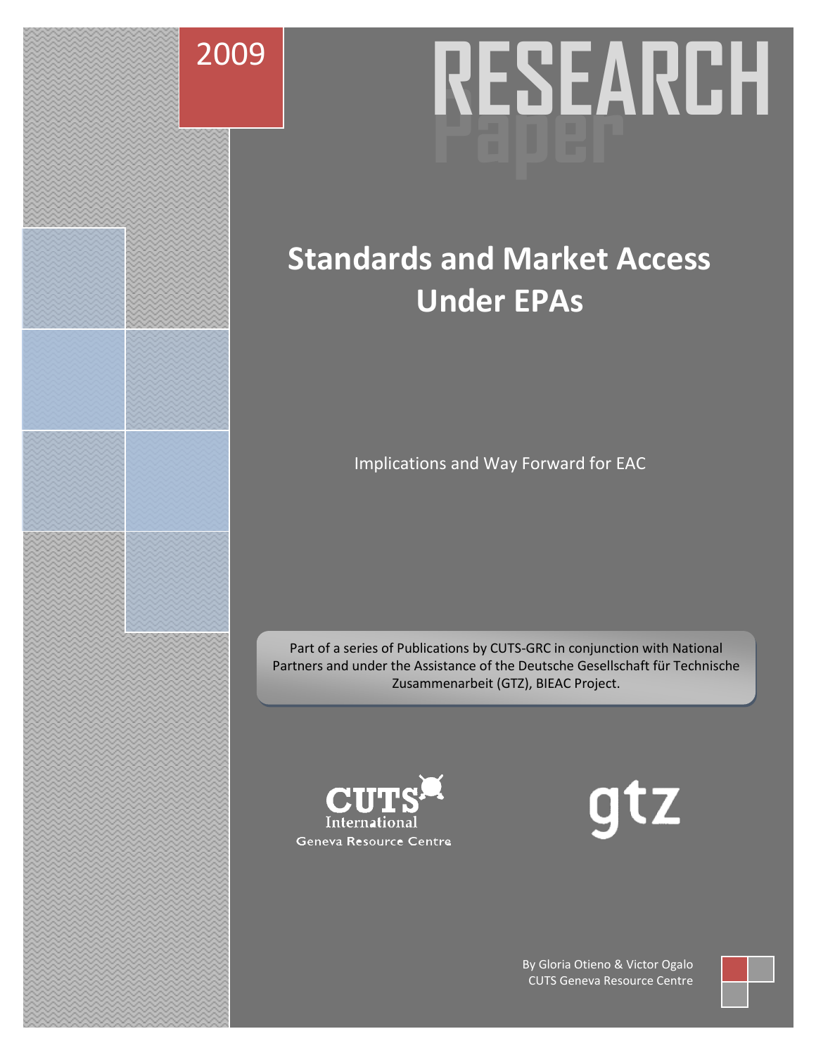2009

RESEARCH Paper

# Standards and Market Access Under EPAs

Implications and Way Forward for EAC

Part of a series of Publications by CUTS-GRC in conjunction with National Partners and under the Assistance of the Deutsche Gesellschaft für Technische Zusammenarbeit (GTZ), BIEAC Project.

CUTS International
Geneva Resource Centre

gtz

By Gloria Otieno & Victor Ogalo
CUTS Geneva Resource Centre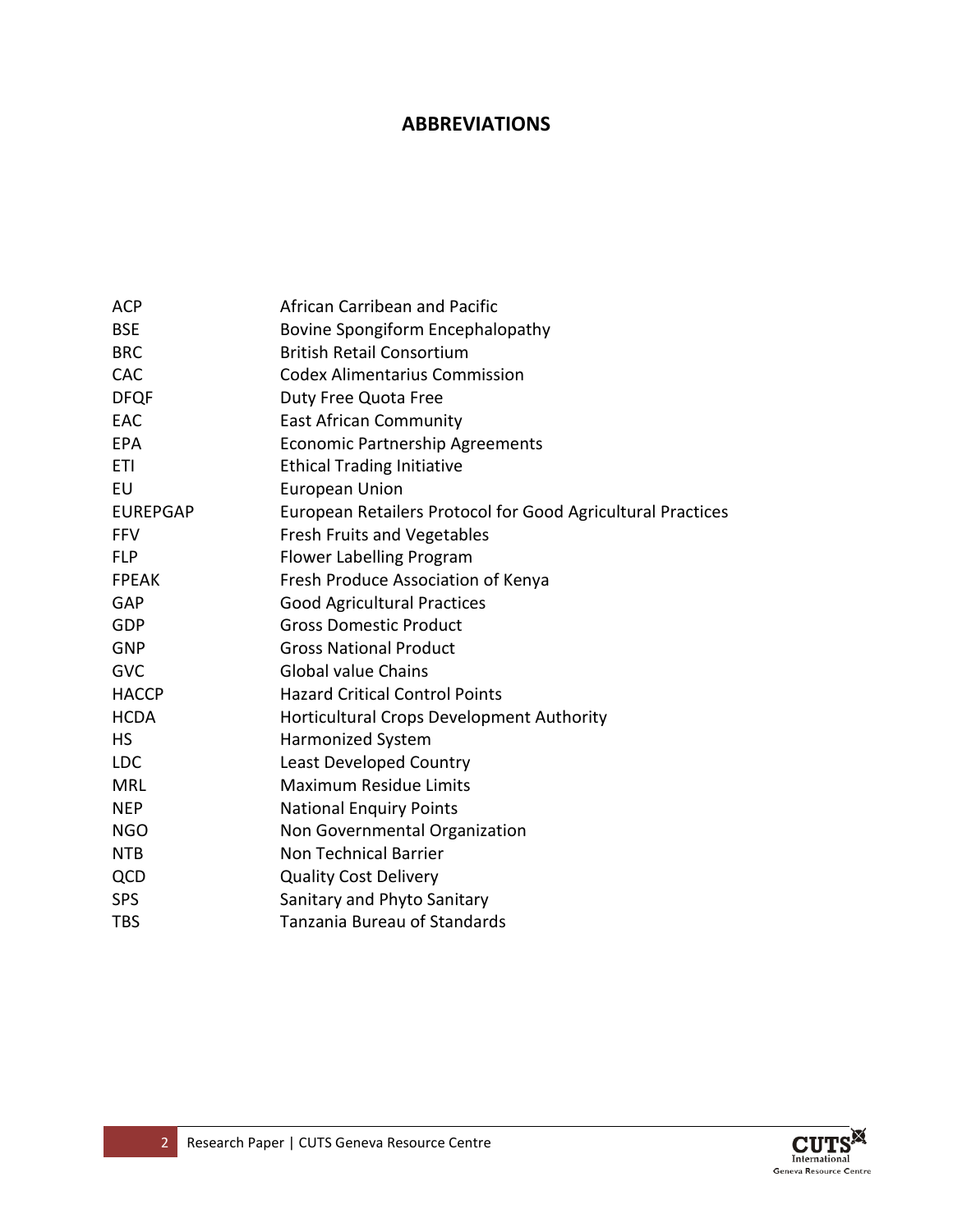## ABBREVIATIONS

| | |
|---|---|
| ACP | African Carribean and Pacific |
| BSE | Bovine Spongiform Encephalopathy |
| BRC | British Retail Consortium |
| CAC | Codex Alimentarius Commission |
| DFQF | Duty Free Quota Free |
| EAC | East African Community |
| EPA | Economic Partnership Agreements |
| ETI | Ethical Trading Initiative |
| EU | European Union |
| EUREPGAP | European Retailers Protocol for Good Agricultural Practices |
| FFV | Fresh Fruits and Vegetables |
| FLP | Flower Labelling Program |
| FPEAK | Fresh Produce Association of Kenya |
| GAP | Good Agricultural Practices |
| GDP | Gross Domestic Product |
| GNP | Gross National Product |
| GVC | Global value Chains |
| HACCP | Hazard Critical Control Points |
| HCDA | Horticultural Crops Development Authority |
| HS | Harmonized System |
| LDC | Least Developed Country |
| MRL | Maximum Residue Limits |
| NEP | National Enquiry Points |
| NGO | Non Governmental Organization |
| NTB | Non Technical Barrier |
| QCD | Quality Cost Delivery |
| SPS | Sanitary and Phyto Sanitary |
| TBS | Tanzania Bureau of Standards |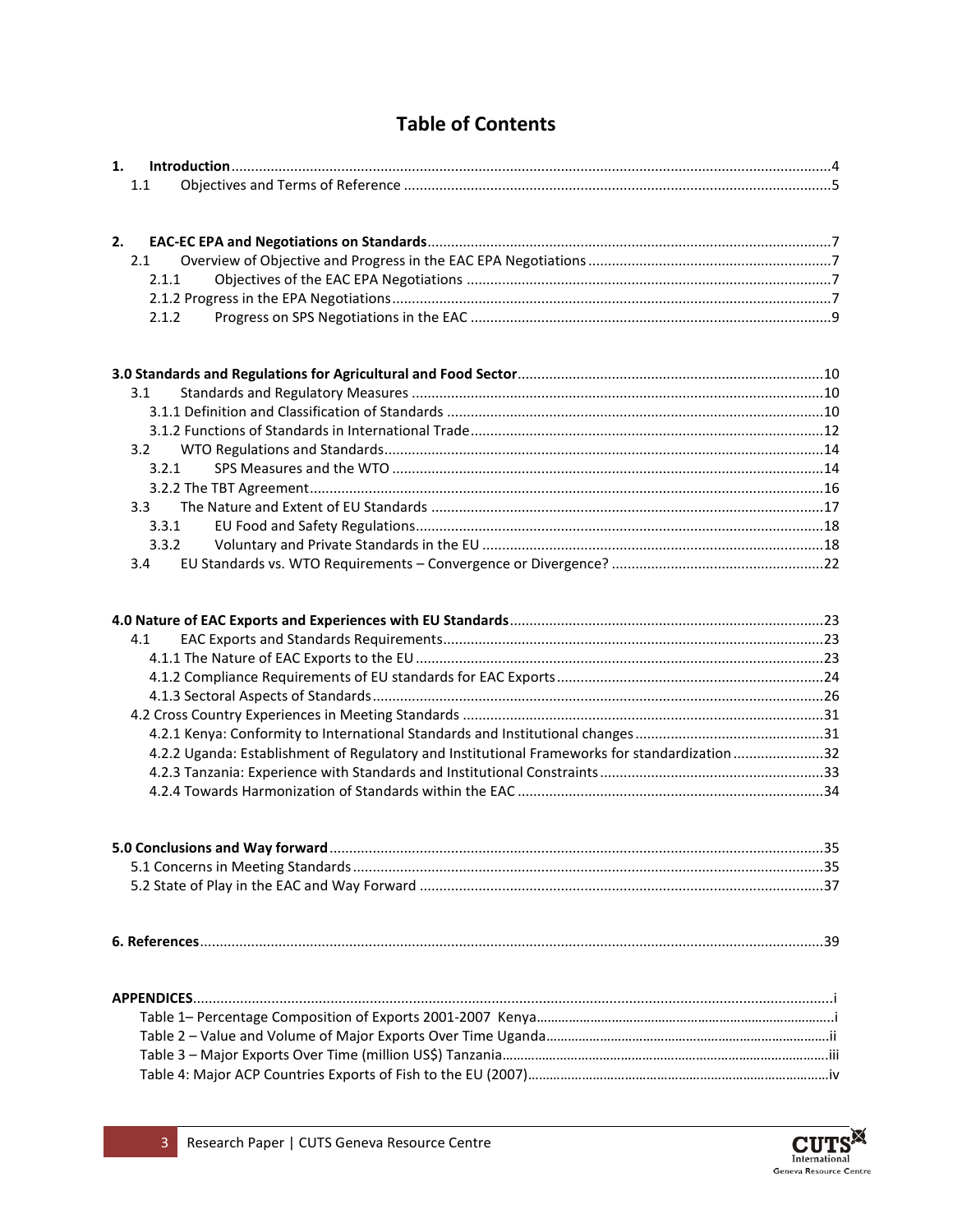# Table of Contents

**1. Introduction** ....................................................................... 4
- 1.1 Objectives and Terms of Reference ....................................................................... 5

**2. EAC-EC EPA and Negotiations on Standards** ....................................................................... 7
- 2.1 Overview of Objective and Progress in the EAC EPA Negotiations ....................................................................... 7
  - 2.1.1 Objectives of the EAC EPA Negotiations ....................................................................... 7
  - 2.1.2 Progress in the EPA Negotiations ....................................................................... 7
  - 2.1.2 Progress on SPS Negotiations in the EAC ....................................................................... 9

**3.0 Standards and Regulations for Agricultural and Food Sector** ....................................................................... 10
- 3.1 Standards and Regulatory Measures ....................................................................... 10
  - 3.1.1 Definition and Classification of Standards ....................................................................... 10
  - 3.1.2 Functions of Standards in International Trade ....................................................................... 12
- 3.2 WTO Regulations and Standards ....................................................................... 14
  - 3.2.1 SPS Measures and the WTO ....................................................................... 14
  - 3.2.2 The TBT Agreement ....................................................................... 16
- 3.3 The Nature and Extent of EU Standards ....................................................................... 17
  - 3.3.1 EU Food and Safety Regulations ....................................................................... 18
  - 3.3.2 Voluntary and Private Standards in the EU ....................................................................... 18
- 3.4 EU Standards vs. WTO Requirements – Convergence or Divergence? ....................................................................... 22

**4.0 Nature of EAC Exports and Experiences with EU Standards** ....................................................................... 23
- 4.1 EAC Exports and Standards Requirements ....................................................................... 23
  - 4.1.1 The Nature of EAC Exports to the EU ....................................................................... 23
  - 4.1.2 Compliance Requirements of EU standards for EAC Exports ....................................................................... 24
  - 4.1.3 Sectoral Aspects of Standards ....................................................................... 26
- 4.2 Cross Country Experiences in Meeting Standards ....................................................................... 31
  - 4.2.1 Kenya: Conformity to International Standards and Institutional changes ....................................................................... 31
  - 4.2.2 Uganda: Establishment of Regulatory and Institutional Frameworks for standardization ....................................................................... 32
  - 4.2.3 Tanzania: Experience with Standards and Institutional Constraints ....................................................................... 33
  - 4.2.4 Towards Harmonization of Standards within the EAC ....................................................................... 34

**5.0 Conclusions and Way forward** ....................................................................... 35
- 5.1 Concerns in Meeting Standards ....................................................................... 35
- 5.2 State of Play in the EAC and Way Forward ....................................................................... 37

**6. References** ....................................................................... 39

**APPENDICES** ....................................................................... i
- Table 1– Percentage Composition of Exports 2001-2007 Kenya ....................................................................... i
- Table 2 – Value and Volume of Major Exports Over Time Uganda ....................................................................... ii
- Table 3 – Major Exports Over Time (million US$) Tanzania ....................................................................... iii
- Table 4: Major ACP Countries Exports of Fish to the EU (2007) ....................................................................... iv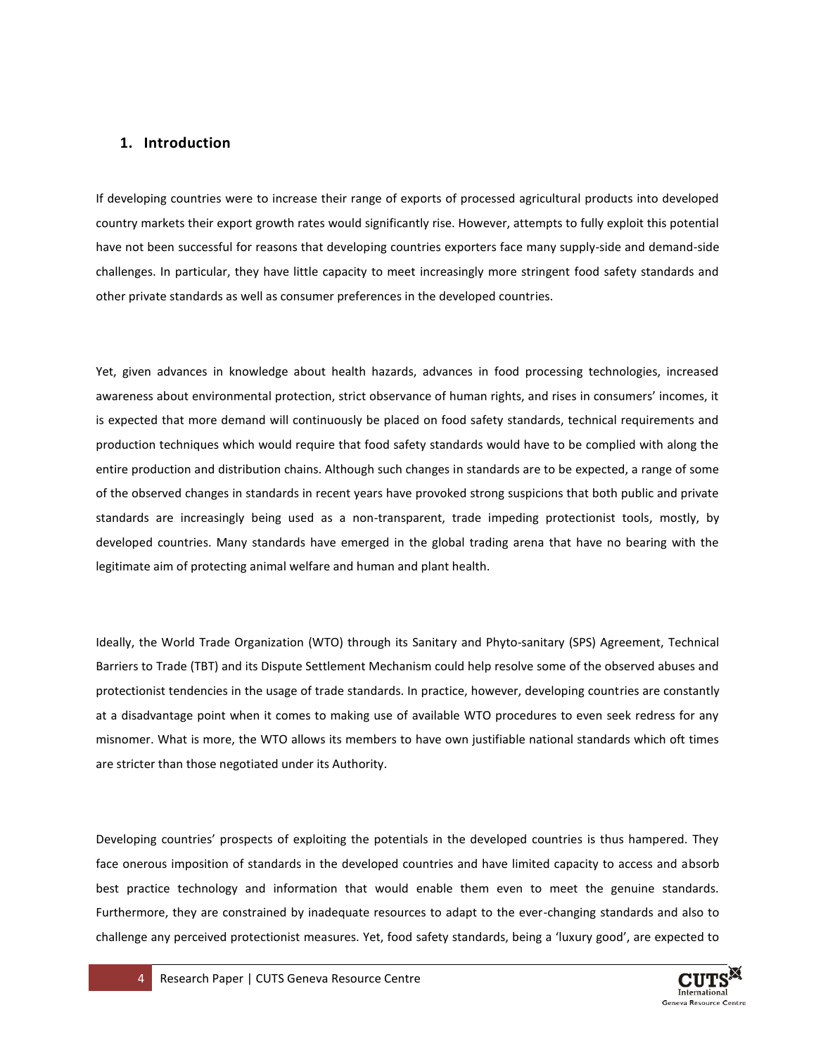## 1. Introduction

If developing countries were to increase their range of exports of processed agricultural products into developed country markets their export growth rates would significantly rise. However, attempts to fully exploit this potential have not been successful for reasons that developing countries exporters face many supply-side and demand-side challenges. In particular, they have little capacity to meet increasingly more stringent food safety standards and other private standards as well as consumer preferences in the developed countries.

Yet, given advances in knowledge about health hazards, advances in food processing technologies, increased awareness about environmental protection, strict observance of human rights, and rises in consumers' incomes, it is expected that more demand will continuously be placed on food safety standards, technical requirements and production techniques which would require that food safety standards would have to be complied with along the entire production and distribution chains. Although such changes in standards are to be expected, a range of some of the observed changes in standards in recent years have provoked strong suspicions that both public and private standards are increasingly being used as a non-transparent, trade impeding protectionist tools, mostly, by developed countries. Many standards have emerged in the global trading arena that have no bearing with the legitimate aim of protecting animal welfare and human and plant health.

Ideally, the World Trade Organization (WTO) through its Sanitary and Phyto-sanitary (SPS) Agreement, Technical Barriers to Trade (TBT) and its Dispute Settlement Mechanism could help resolve some of the observed abuses and protectionist tendencies in the usage of trade standards. In practice, however, developing countries are constantly at a disadvantage point when it comes to making use of available WTO procedures to even seek redress for any misnomer. What is more, the WTO allows its members to have own justifiable national standards which oft times are stricter than those negotiated under its Authority.

Developing countries' prospects of exploiting the potentials in the developed countries is thus hampered. They face onerous imposition of standards in the developed countries and have limited capacity to access and absorb best practice technology and information that would enable them even to meet the genuine standards. Furthermore, they are constrained by inadequate resources to adapt to the ever-changing standards and also to challenge any perceived protectionist measures. Yet, food safety standards, being a 'luxury good', are expected to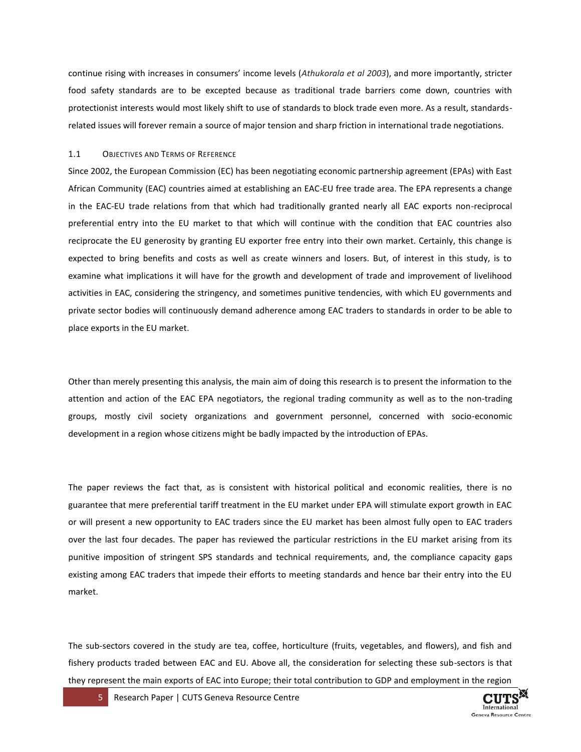continue rising with increases in consumers' income levels (*Athukorala et al 2003*), and more importantly, stricter food safety standards are to be excepted because as traditional trade barriers come down, countries with protectionist interests would most likely shift to use of standards to block trade even more. As a result, standards-related issues will forever remain a source of major tension and sharp friction in international trade negotiations.

### 1.1 Objectives and Terms of Reference

Since 2002, the European Commission (EC) has been negotiating economic partnership agreement (EPAs) with East African Community (EAC) countries aimed at establishing an EAC-EU free trade area. The EPA represents a change in the EAC-EU trade relations from that which had traditionally granted nearly all EAC exports non-reciprocal preferential entry into the EU market to that which will continue with the condition that EAC countries also reciprocate the EU generosity by granting EU exporter free entry into their own market. Certainly, this change is expected to bring benefits and costs as well as create winners and losers. But, of interest in this study, is to examine what implications it will have for the growth and development of trade and improvement of livelihood activities in EAC, considering the stringency, and sometimes punitive tendencies, with which EU governments and private sector bodies will continuously demand adherence among EAC traders to standards in order to be able to place exports in the EU market.

Other than merely presenting this analysis, the main aim of doing this research is to present the information to the attention and action of the EAC EPA negotiators, the regional trading community as well as to the non-trading groups, mostly civil society organizations and government personnel, concerned with socio-economic development in a region whose citizens might be badly impacted by the introduction of EPAs.

The paper reviews the fact that, as is consistent with historical political and economic realities, there is no guarantee that mere preferential tariff treatment in the EU market under EPA will stimulate export growth in EAC or will present a new opportunity to EAC traders since the EU market has been almost fully open to EAC traders over the last four decades. The paper has reviewed the particular restrictions in the EU market arising from its punitive imposition of stringent SPS standards and technical requirements, and, the compliance capacity gaps existing among EAC traders that impede their efforts to meeting standards and hence bar their entry into the EU market.

The sub-sectors covered in the study are tea, coffee, horticulture (fruits, vegetables, and flowers), and fish and fishery products traded between EAC and EU. Above all, the consideration for selecting these sub-sectors is that they represent the main exports of EAC into Europe; their total contribution to GDP and employment in the region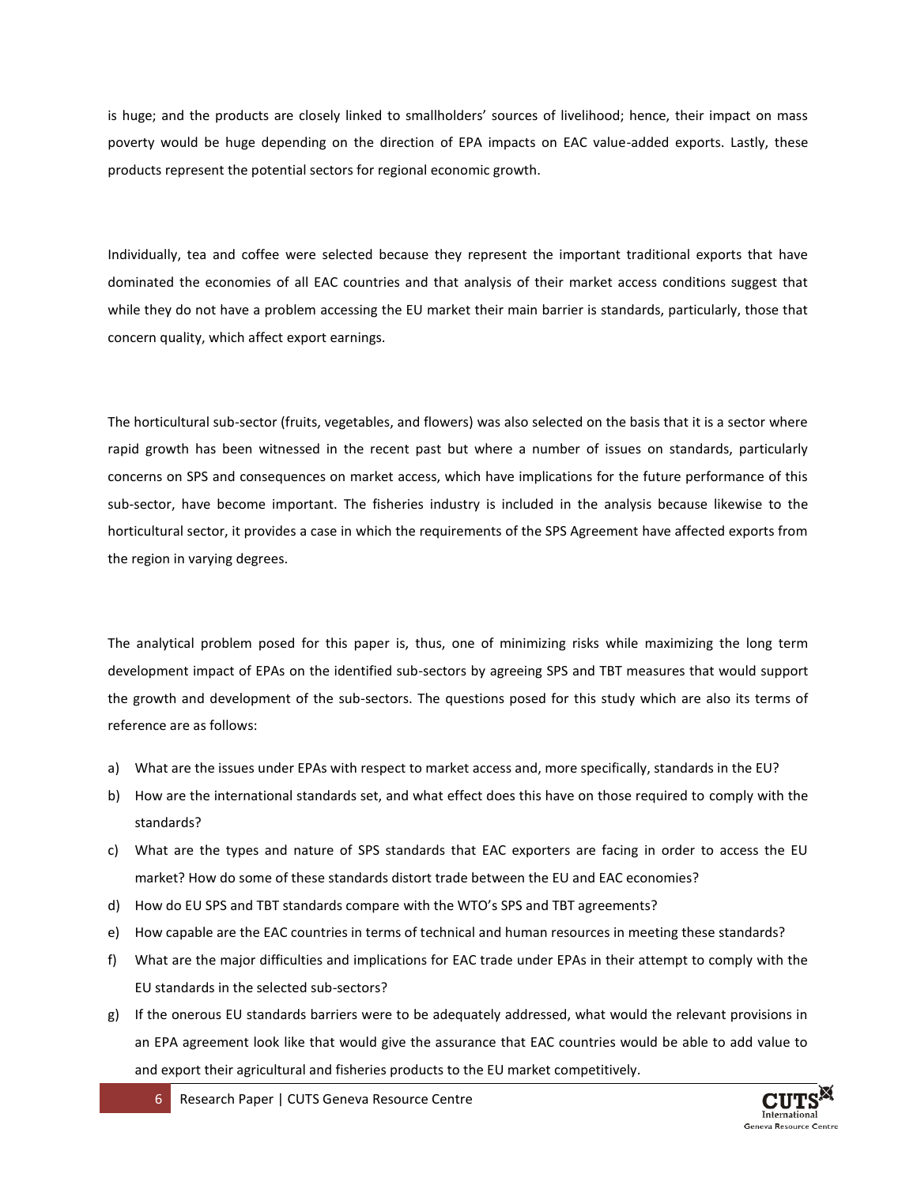is huge; and the products are closely linked to smallholders' sources of livelihood; hence, their impact on mass poverty would be huge depending on the direction of EPA impacts on EAC value-added exports. Lastly, these products represent the potential sectors for regional economic growth.

Individually, tea and coffee were selected because they represent the important traditional exports that have dominated the economies of all EAC countries and that analysis of their market access conditions suggest that while they do not have a problem accessing the EU market their main barrier is standards, particularly, those that concern quality, which affect export earnings.

The horticultural sub-sector (fruits, vegetables, and flowers) was also selected on the basis that it is a sector where rapid growth has been witnessed in the recent past but where a number of issues on standards, particularly concerns on SPS and consequences on market access, which have implications for the future performance of this sub-sector, have become important. The fisheries industry is included in the analysis because likewise to the horticultural sector, it provides a case in which the requirements of the SPS Agreement have affected exports from the region in varying degrees.

The analytical problem posed for this paper is, thus, one of minimizing risks while maximizing the long term development impact of EPAs on the identified sub-sectors by agreeing SPS and TBT measures that would support the growth and development of the sub-sectors. The questions posed for this study which are also its terms of reference are as follows:

a) What are the issues under EPAs with respect to market access and, more specifically, standards in the EU?
b) How are the international standards set, and what effect does this have on those required to comply with the standards?
c) What are the types and nature of SPS standards that EAC exporters are facing in order to access the EU market? How do some of these standards distort trade between the EU and EAC economies?
d) How do EU SPS and TBT standards compare with the WTO's SPS and TBT agreements?
e) How capable are the EAC countries in terms of technical and human resources in meeting these standards?
f) What are the major difficulties and implications for EAC trade under EPAs in their attempt to comply with the EU standards in the selected sub-sectors?
g) If the onerous EU standards barriers were to be adequately addressed, what would the relevant provisions in an EPA agreement look like that would give the assurance that EAC countries would be able to add value to and export their agricultural and fisheries products to the EU market competitively.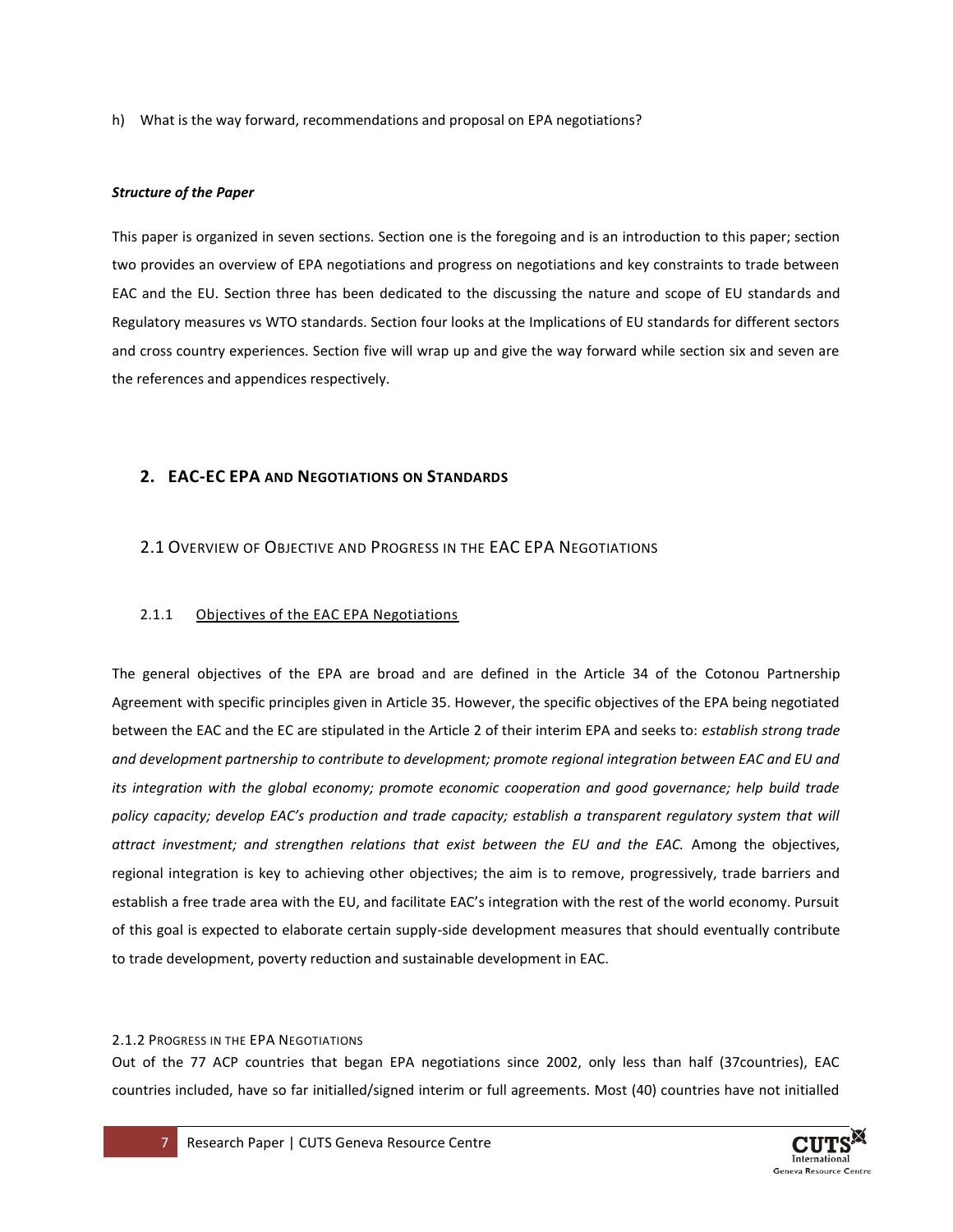h) What is the way forward, recommendations and proposal on EPA negotiations?

***Structure of the Paper***

This paper is organized in seven sections. Section one is the foregoing and is an introduction to this paper; section two provides an overview of EPA negotiations and progress on negotiations and key constraints to trade between EAC and the EU. Section three has been dedicated to the discussing the nature and scope of EU standards and Regulatory measures vs WTO standards. Section four looks at the Implications of EU standards for different sectors and cross country experiences. Section five will wrap up and give the way forward while section six and seven are the references and appendices respectively.

## 2. EAC-EC EPA and Negotiations on Standards

### 2.1 Overview of Objective and Progress in the EAC EPA Negotiations

#### 2.1.1 Objectives of the EAC EPA Negotiations

The general objectives of the EPA are broad and are defined in the Article 34 of the Cotonou Partnership Agreement with specific principles given in Article 35. However, the specific objectives of the EPA being negotiated between the EAC and the EC are stipulated in the Article 2 of their interim EPA and seeks to: *establish strong trade and development partnership to contribute to development; promote regional integration between EAC and EU and its integration with the global economy; promote economic cooperation and good governance; help build trade policy capacity; develop EAC's production and trade capacity; establish a transparent regulatory system that will attract investment; and strengthen relations that exist between the EU and the EAC.* Among the objectives, regional integration is key to achieving other objectives; the aim is to remove, progressively, trade barriers and establish a free trade area with the EU, and facilitate EAC's integration with the rest of the world economy. Pursuit of this goal is expected to elaborate certain supply-side development measures that should eventually contribute to trade development, poverty reduction and sustainable development in EAC.

#### 2.1.2 Progress in the EPA Negotiations

Out of the 77 ACP countries that began EPA negotiations since 2002, only less than half (37countries), EAC countries included, have so far initialled/signed interim or full agreements. Most (40) countries have not initialled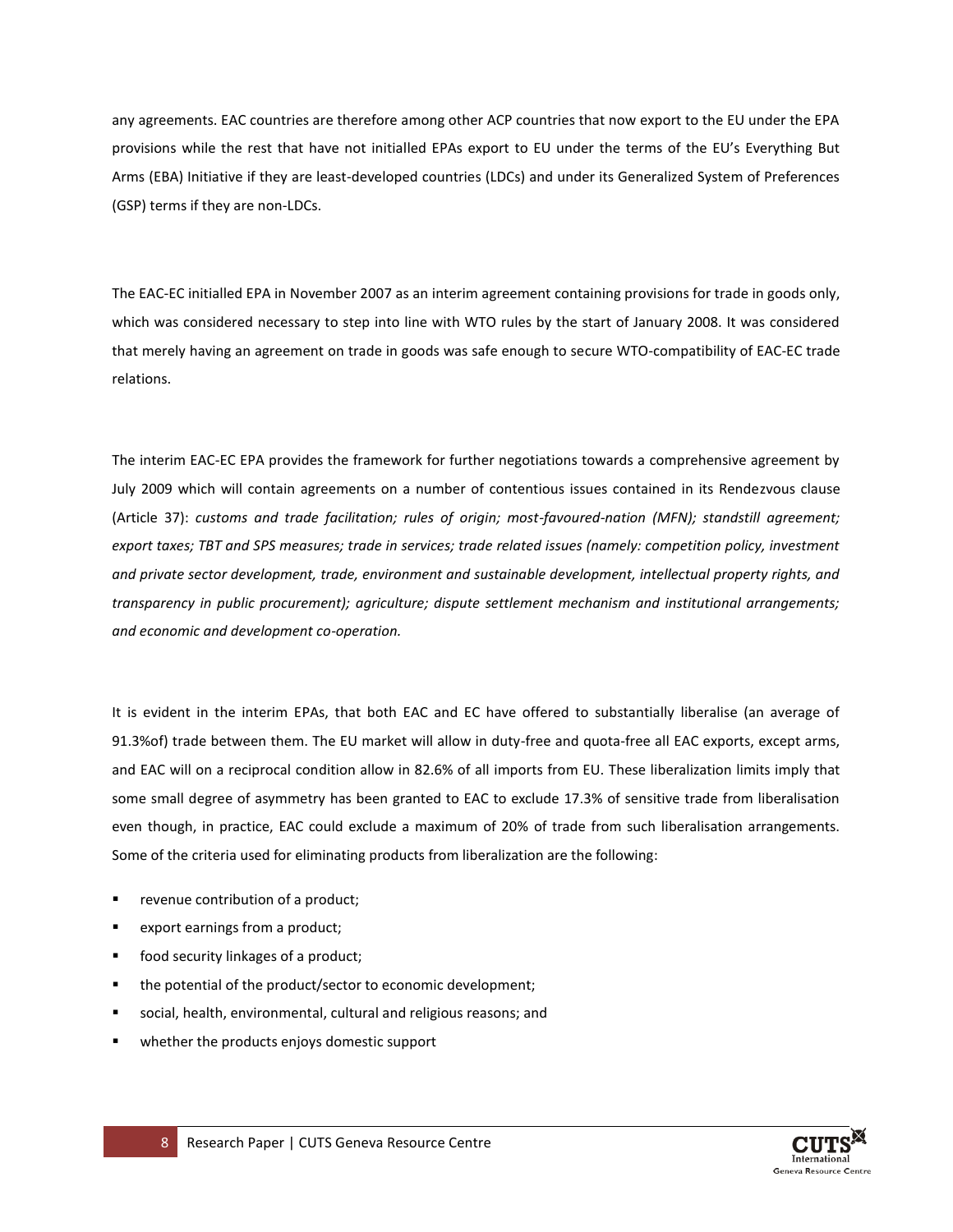any agreements. EAC countries are therefore among other ACP countries that now export to the EU under the EPA provisions while the rest that have not initialled EPAs export to EU under the terms of the EU's Everything But Arms (EBA) Initiative if they are least-developed countries (LDCs) and under its Generalized System of Preferences (GSP) terms if they are non-LDCs.

The EAC-EC initialled EPA in November 2007 as an interim agreement containing provisions for trade in goods only, which was considered necessary to step into line with WTO rules by the start of January 2008. It was considered that merely having an agreement on trade in goods was safe enough to secure WTO-compatibility of EAC-EC trade relations.

The interim EAC-EC EPA provides the framework for further negotiations towards a comprehensive agreement by July 2009 which will contain agreements on a number of contentious issues contained in its Rendezvous clause (Article 37): *customs and trade facilitation; rules of origin; most-favoured-nation (MFN); standstill agreement; export taxes; TBT and SPS measures; trade in services; trade related issues (namely: competition policy, investment and private sector development, trade, environment and sustainable development, intellectual property rights, and transparency in public procurement); agriculture; dispute settlement mechanism and institutional arrangements; and economic and development co-operation.*

It is evident in the interim EPAs, that both EAC and EC have offered to substantially liberalise (an average of 91.3%of) trade between them. The EU market will allow in duty-free and quota-free all EAC exports, except arms, and EAC will on a reciprocal condition allow in 82.6% of all imports from EU. These liberalization limits imply that some small degree of asymmetry has been granted to EAC to exclude 17.3% of sensitive trade from liberalisation even though, in practice, EAC could exclude a maximum of 20% of trade from such liberalisation arrangements. Some of the criteria used for eliminating products from liberalization are the following:

- revenue contribution of a product;
- export earnings from a product;
- food security linkages of a product;
- the potential of the product/sector to economic development;
- social, health, environmental, cultural and religious reasons; and
- whether the products enjoys domestic support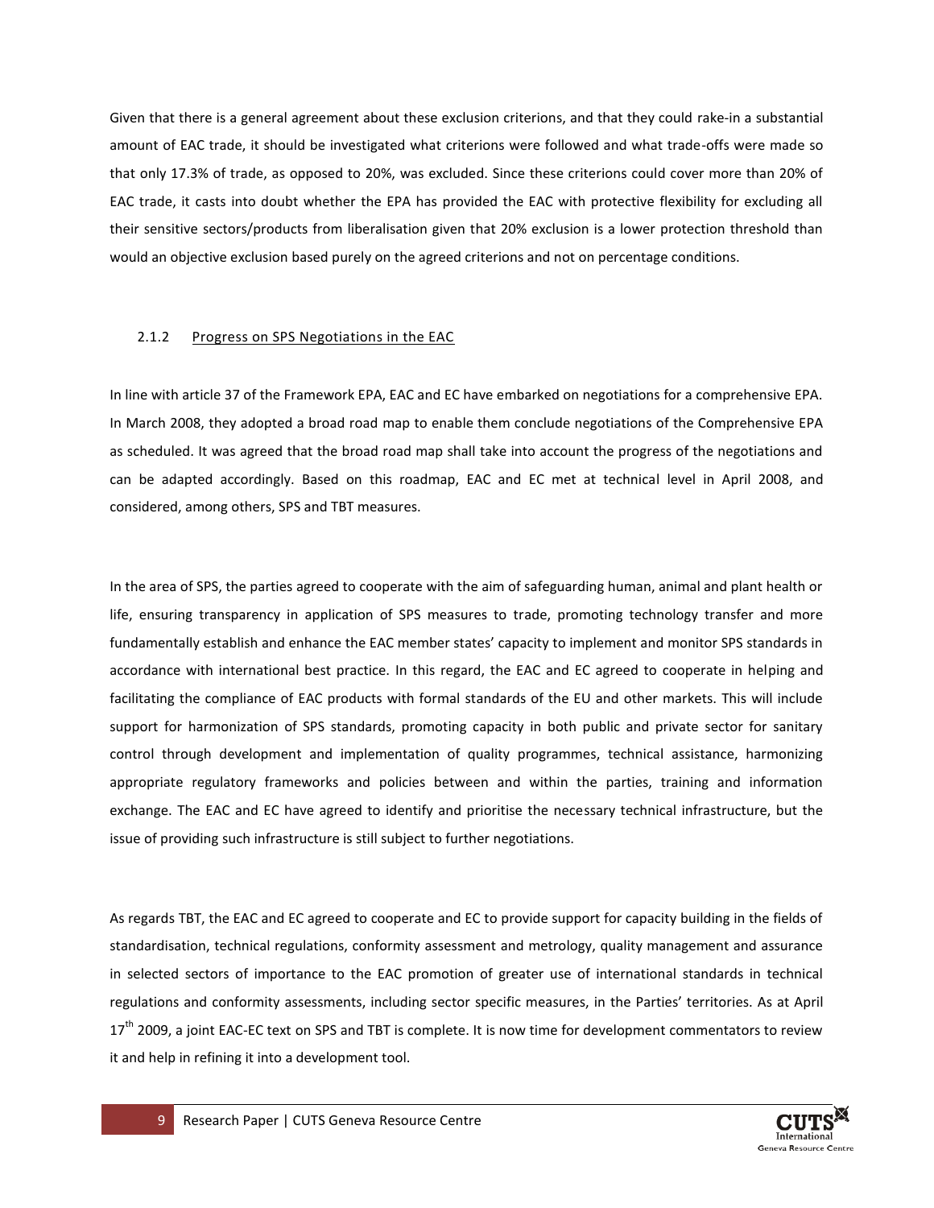Given that there is a general agreement about these exclusion criterions, and that they could rake-in a substantial amount of EAC trade, it should be investigated what criterions were followed and what trade-offs were made so that only 17.3% of trade, as opposed to 20%, was excluded. Since these criterions could cover more than 20% of EAC trade, it casts into doubt whether the EPA has provided the EAC with protective flexibility for excluding all their sensitive sectors/products from liberalisation given that 20% exclusion is a lower protection threshold than would an objective exclusion based purely on the agreed criterions and not on percentage conditions.

### 2.1.2 Progress on SPS Negotiations in the EAC

In line with article 37 of the Framework EPA, EAC and EC have embarked on negotiations for a comprehensive EPA. In March 2008, they adopted a broad road map to enable them conclude negotiations of the Comprehensive EPA as scheduled. It was agreed that the broad road map shall take into account the progress of the negotiations and can be adapted accordingly. Based on this roadmap, EAC and EC met at technical level in April 2008, and considered, among others, SPS and TBT measures.

In the area of SPS, the parties agreed to cooperate with the aim of safeguarding human, animal and plant health or life, ensuring transparency in application of SPS measures to trade, promoting technology transfer and more fundamentally establish and enhance the EAC member states' capacity to implement and monitor SPS standards in accordance with international best practice. In this regard, the EAC and EC agreed to cooperate in helping and facilitating the compliance of EAC products with formal standards of the EU and other markets. This will include support for harmonization of SPS standards, promoting capacity in both public and private sector for sanitary control through development and implementation of quality programmes, technical assistance, harmonizing appropriate regulatory frameworks and policies between and within the parties, training and information exchange. The EAC and EC have agreed to identify and prioritise the necessary technical infrastructure, but the issue of providing such infrastructure is still subject to further negotiations.

As regards TBT, the EAC and EC agreed to cooperate and EC to provide support for capacity building in the fields of standardisation, technical regulations, conformity assessment and metrology, quality management and assurance in selected sectors of importance to the EAC promotion of greater use of international standards in technical regulations and conformity assessments, including sector specific measures, in the Parties' territories. As at April 17th 2009, a joint EAC-EC text on SPS and TBT is complete. It is now time for development commentators to review it and help in refining it into a development tool.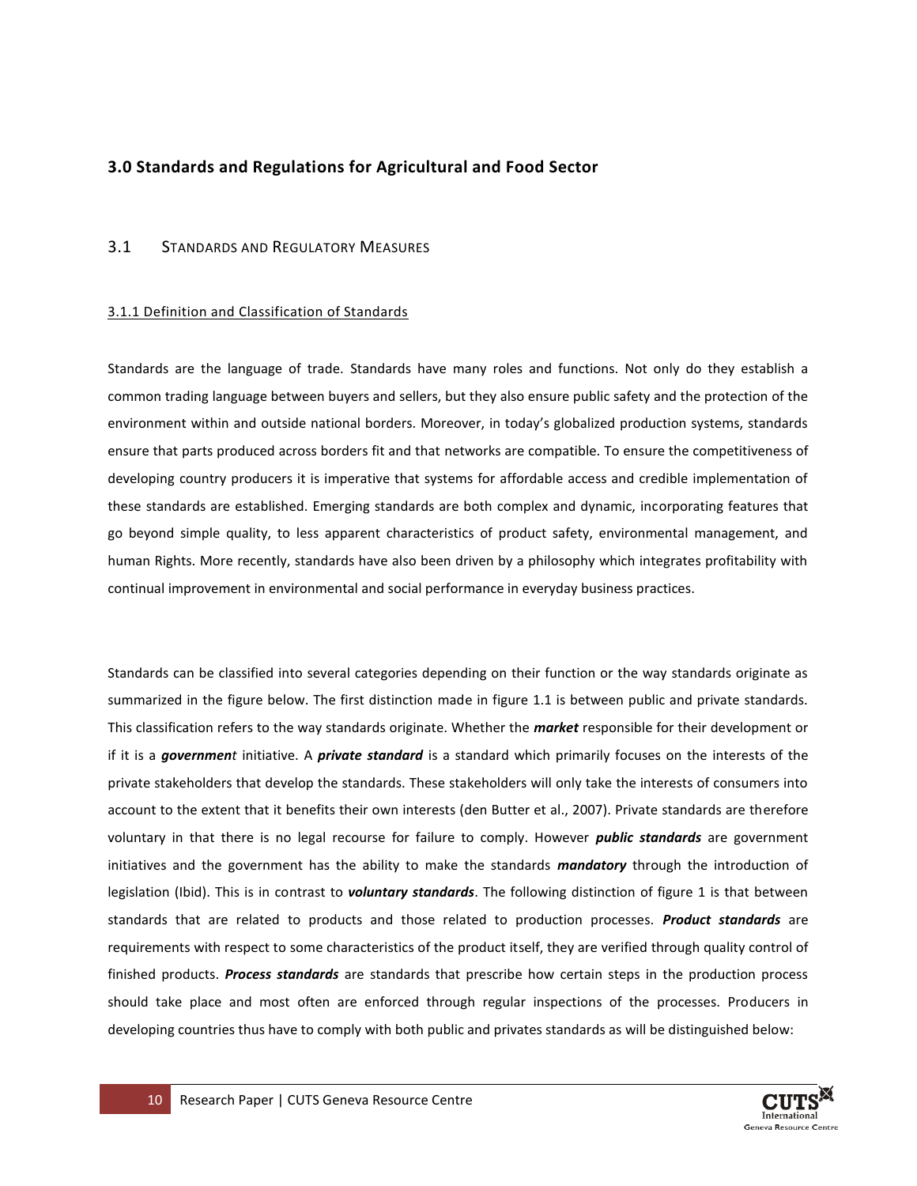## 3.0 Standards and Regulations for Agricultural and Food Sector

### 3.1 Standards and Regulatory Measures

#### 3.1.1 Definition and Classification of Standards

Standards are the language of trade. Standards have many roles and functions. Not only do they establish a common trading language between buyers and sellers, but they also ensure public safety and the protection of the environment within and outside national borders. Moreover, in today's globalized production systems, standards ensure that parts produced across borders fit and that networks are compatible. To ensure the competitiveness of developing country producers it is imperative that systems for affordable access and credible implementation of these standards are established. Emerging standards are both complex and dynamic, incorporating features that go beyond simple quality, to less apparent characteristics of product safety, environmental management, and human Rights. More recently, standards have also been driven by a philosophy which integrates profitability with continual improvement in environmental and social performance in everyday business practices.

Standards can be classified into several categories depending on their function or the way standards originate as summarized in the figure below. The first distinction made in figure 1.1 is between public and private standards. This classification refers to the way standards originate. Whether the ***market*** responsible for their development or if it is a ***governmen****t* initiative. A ***private standard*** is a standard which primarily focuses on the interests of the private stakeholders that develop the standards. These stakeholders will only take the interests of consumers into account to the extent that it benefits their own interests (den Butter et al., 2007). Private standards are therefore voluntary in that there is no legal recourse for failure to comply. However ***public standards*** are government initiatives and the government has the ability to make the standards ***mandatory*** through the introduction of legislation (Ibid). This is in contrast to ***voluntary standards***. The following distinction of figure 1 is that between standards that are related to products and those related to production processes. ***Product standards*** are requirements with respect to some characteristics of the product itself, they are verified through quality control of finished products. ***Process standards*** are standards that prescribe how certain steps in the production process should take place and most often are enforced through regular inspections of the processes. Producers in developing countries thus have to comply with both public and privates standards as will be distinguished below: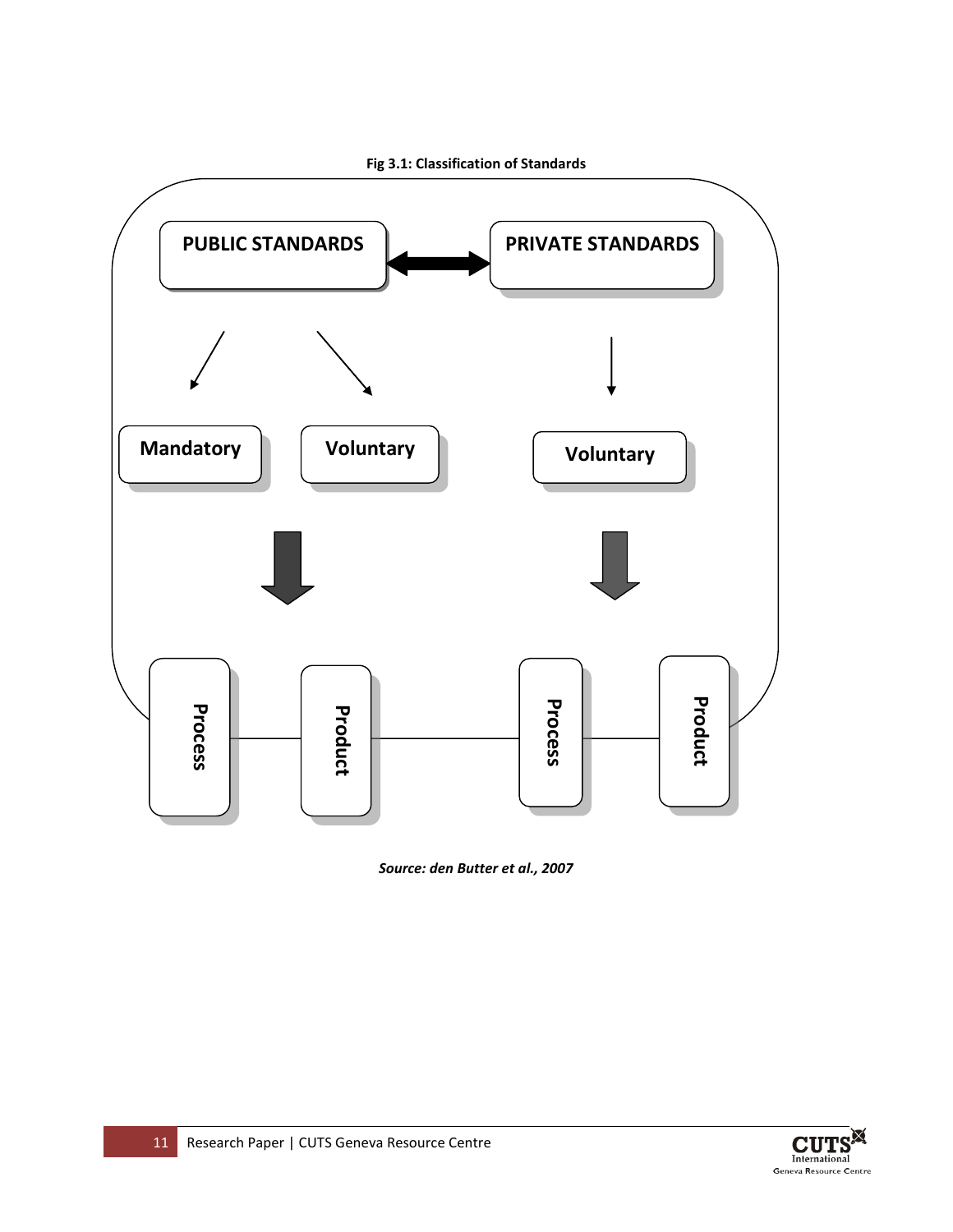**Fig 3.1: Classification of Standards**

PUBLIC STANDARDS ⟷ PRIVATE STANDARDS

Mandatory | Voluntary | Voluntary

Process | Product | Process | Product

*Source: den Butter et al., 2007*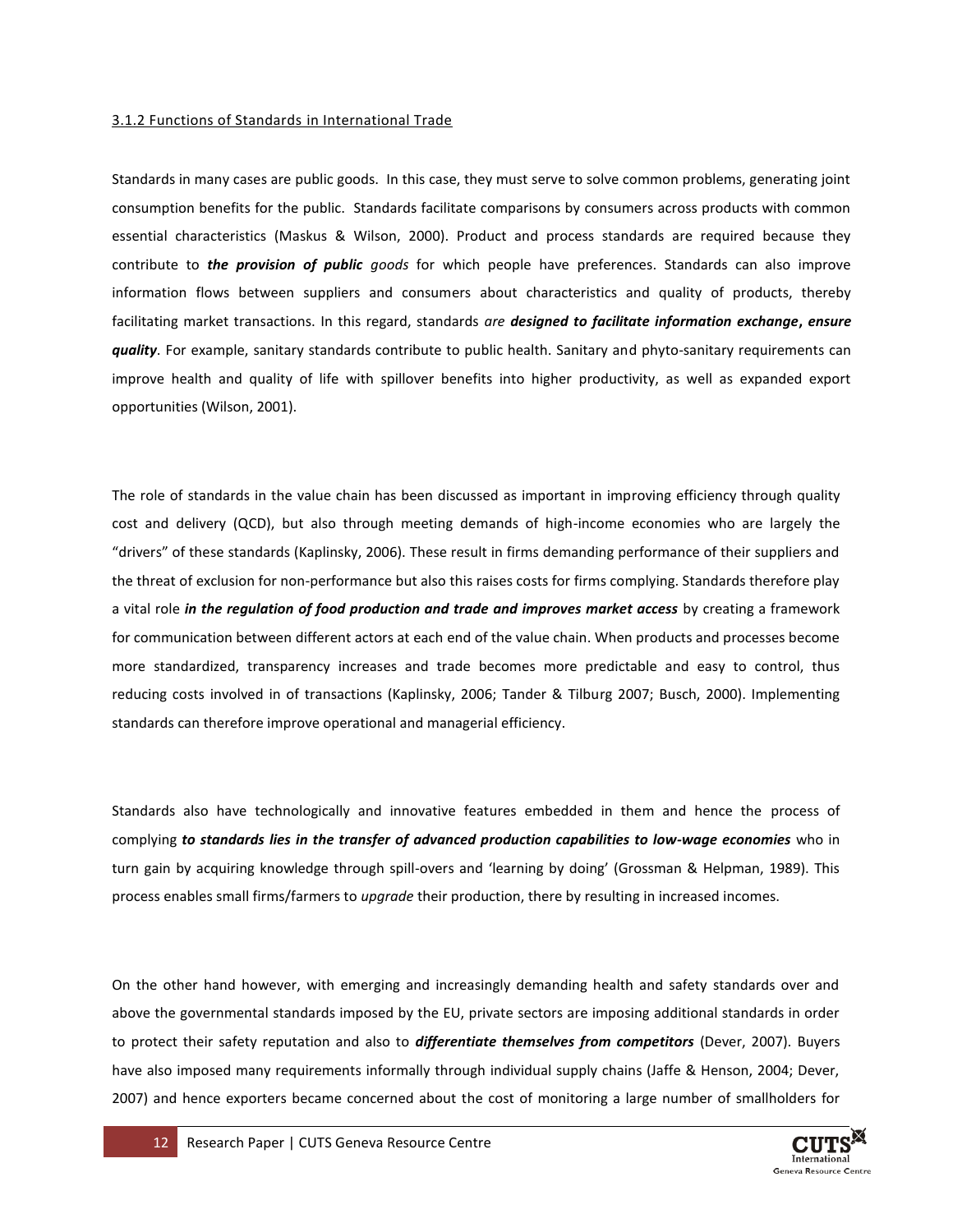3.1.2 Functions of Standards in International Trade

Standards in many cases are public goods. In this case, they must serve to solve common problems, generating joint consumption benefits for the public. Standards facilitate comparisons by consumers across products with common essential characteristics (Maskus & Wilson, 2000). Product and process standards are required because they contribute to ***the provision of public*** *goods* for which people have preferences. Standards can also improve information flows between suppliers and consumers about characteristics and quality of products, thereby facilitating market transactions. In this regard, standards *are* ***designed to facilitate information exchange*****,** ***ensure quality***. For example, sanitary standards contribute to public health. Sanitary and phyto-sanitary requirements can improve health and quality of life with spillover benefits into higher productivity, as well as expanded export opportunities (Wilson, 2001).

The role of standards in the value chain has been discussed as important in improving efficiency through quality cost and delivery (QCD), but also through meeting demands of high-income economies who are largely the "drivers" of these standards (Kaplinsky, 2006). These result in firms demanding performance of their suppliers and the threat of exclusion for non-performance but also this raises costs for firms complying. Standards therefore play a vital role ***in the regulation of food production and trade and improves market access*** by creating a framework for communication between different actors at each end of the value chain. When products and processes become more standardized, transparency increases and trade becomes more predictable and easy to control, thus reducing costs involved in of transactions (Kaplinsky, 2006; Tander & Tilburg 2007; Busch, 2000). Implementing standards can therefore improve operational and managerial efficiency.

Standards also have technologically and innovative features embedded in them and hence the process of complying ***to standards lies in the transfer of advanced production capabilities to low-wage economies*** who in turn gain by acquiring knowledge through spill-overs and 'learning by doing' (Grossman & Helpman, 1989). This process enables small firms/farmers to *upgrade* their production, there by resulting in increased incomes.

On the other hand however, with emerging and increasingly demanding health and safety standards over and above the governmental standards imposed by the EU, private sectors are imposing additional standards in order to protect their safety reputation and also to ***differentiate themselves from competitors*** (Dever, 2007). Buyers have also imposed many requirements informally through individual supply chains (Jaffe & Henson, 2004; Dever, 2007) and hence exporters became concerned about the cost of monitoring a large number of smallholders for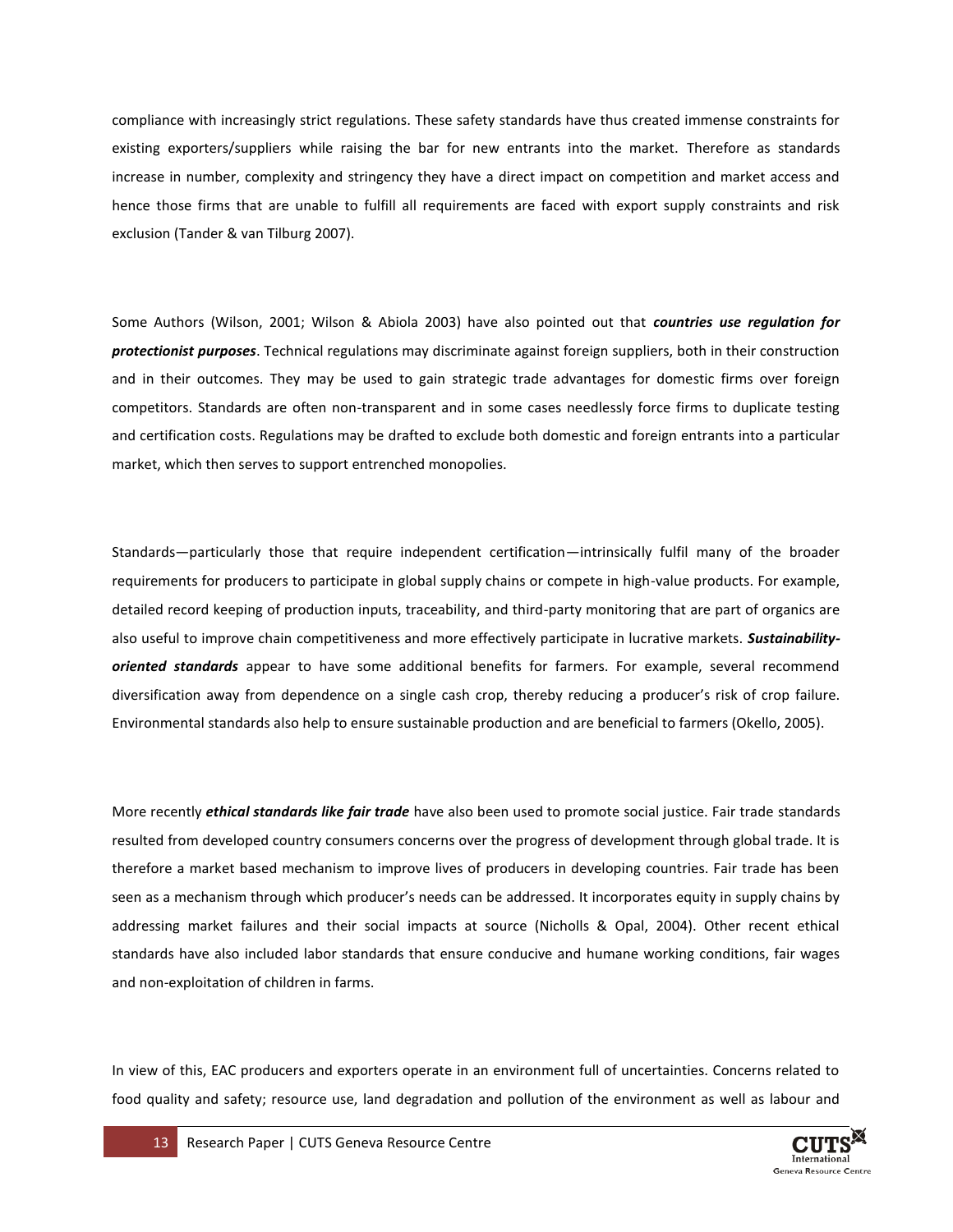compliance with increasingly strict regulations. These safety standards have thus created immense constraints for existing exporters/suppliers while raising the bar for new entrants into the market. Therefore as standards increase in number, complexity and stringency they have a direct impact on competition and market access and hence those firms that are unable to fulfill all requirements are faced with export supply constraints and risk exclusion (Tander & van Tilburg 2007).

Some Authors (Wilson, 2001; Wilson & Abiola 2003) have also pointed out that ***countries use regulation for protectionist purposes***. Technical regulations may discriminate against foreign suppliers, both in their construction and in their outcomes. They may be used to gain strategic trade advantages for domestic firms over foreign competitors. Standards are often non-transparent and in some cases needlessly force firms to duplicate testing and certification costs. Regulations may be drafted to exclude both domestic and foreign entrants into a particular market, which then serves to support entrenched monopolies.

Standards—particularly those that require independent certification—intrinsically fulfil many of the broader requirements for producers to participate in global supply chains or compete in high-value products. For example, detailed record keeping of production inputs, traceability, and third-party monitoring that are part of organics are also useful to improve chain competitiveness and more effectively participate in lucrative markets. ***Sustainability-oriented standards*** appear to have some additional benefits for farmers. For example, several recommend diversification away from dependence on a single cash crop, thereby reducing a producer's risk of crop failure. Environmental standards also help to ensure sustainable production and are beneficial to farmers (Okello, 2005).

More recently ***ethical standards like fair trade*** have also been used to promote social justice. Fair trade standards resulted from developed country consumers concerns over the progress of development through global trade. It is therefore a market based mechanism to improve lives of producers in developing countries. Fair trade has been seen as a mechanism through which producer's needs can be addressed. It incorporates equity in supply chains by addressing market failures and their social impacts at source (Nicholls & Opal, 2004). Other recent ethical standards have also included labor standards that ensure conducive and humane working conditions, fair wages and non-exploitation of children in farms.

In view of this, EAC producers and exporters operate in an environment full of uncertainties. Concerns related to food quality and safety; resource use, land degradation and pollution of the environment as well as labour and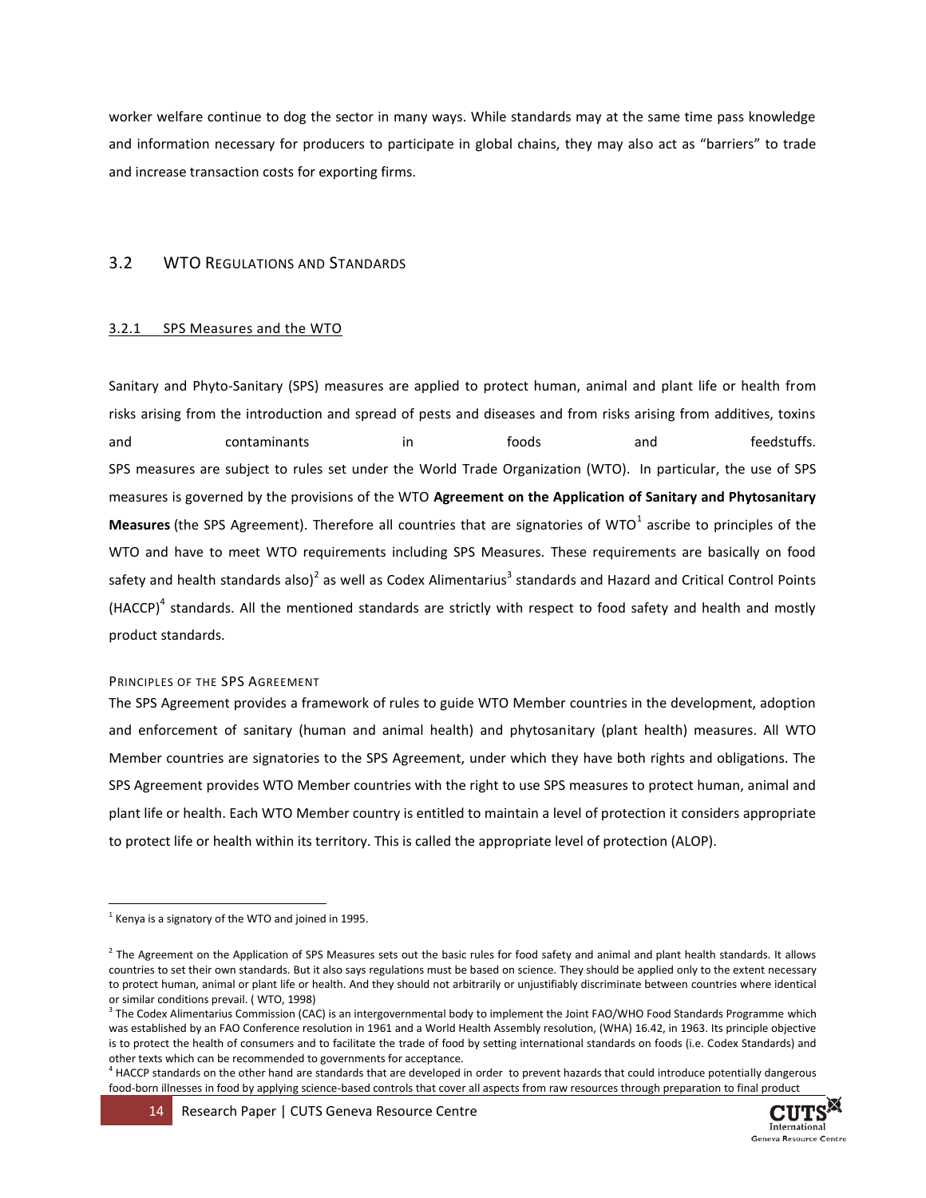worker welfare continue to dog the sector in many ways. While standards may at the same time pass knowledge and information necessary for producers to participate in global chains, they may also act as "barriers" to trade and increase transaction costs for exporting firms.

## 3.2 WTO Regulations and Standards

### 3.2.1 SPS Measures and the WTO

Sanitary and Phyto-Sanitary (SPS) measures are applied to protect human, animal and plant life or health from risks arising from the introduction and spread of pests and diseases and from risks arising from additives, toxins and contaminants in foods and feedstuffs.

SPS measures are subject to rules set under the World Trade Organization (WTO). In particular, the use of SPS measures is governed by the provisions of the WTO **Agreement on the Application of Sanitary and Phytosanitary Measures** (the SPS Agreement). Therefore all countries that are signatories of WTO[1] ascribe to principles of the WTO and have to meet WTO requirements including SPS Measures. These requirements are basically on food safety and health standards also)[2] as well as Codex Alimentarius[3] standards and Hazard and Critical Control Points (HACCP)[4] standards. All the mentioned standards are strictly with respect to food safety and health and mostly product standards.

#### Principles of the SPS Agreement

The SPS Agreement provides a framework of rules to guide WTO Member countries in the development, adoption and enforcement of sanitary (human and animal health) and phytosanitary (plant health) measures. All WTO Member countries are signatories to the SPS Agreement, under which they have both rights and obligations. The SPS Agreement provides WTO Member countries with the right to use SPS measures to protect human, animal and plant life or health. Each WTO Member country is entitled to maintain a level of protection it considers appropriate to protect life or health within its territory. This is called the appropriate level of protection (ALOP).

---

[1] Kenya is a signatory of the WTO and joined in 1995.

[2] The Agreement on the Application of SPS Measures sets out the basic rules for food safety and animal and plant health standards. It allows countries to set their own standards. But it also says regulations must be based on science. They should be applied only to the extent necessary to protect human, animal or plant life or health. And they should not arbitrarily or unjustifiably discriminate between countries where identical or similar conditions prevail. ( WTO, 1998)

[3] The Codex Alimentarius Commission (CAC) is an intergovernmental body to implement the Joint FAO/WHO Food Standards Programme which was established by an FAO Conference resolution in 1961 and a World Health Assembly resolution, (WHA) 16.42, in 1963. Its principle objective is to protect the health of consumers and to facilitate the trade of food by setting international standards on foods (i.e. Codex Standards) and other texts which can be recommended to governments for acceptance.

[4] HACCP standards on the other hand are standards that are developed in order to prevent hazards that could introduce potentially dangerous food-born illnesses in food by applying science-based controls that cover all aspects from raw resources through preparation to final product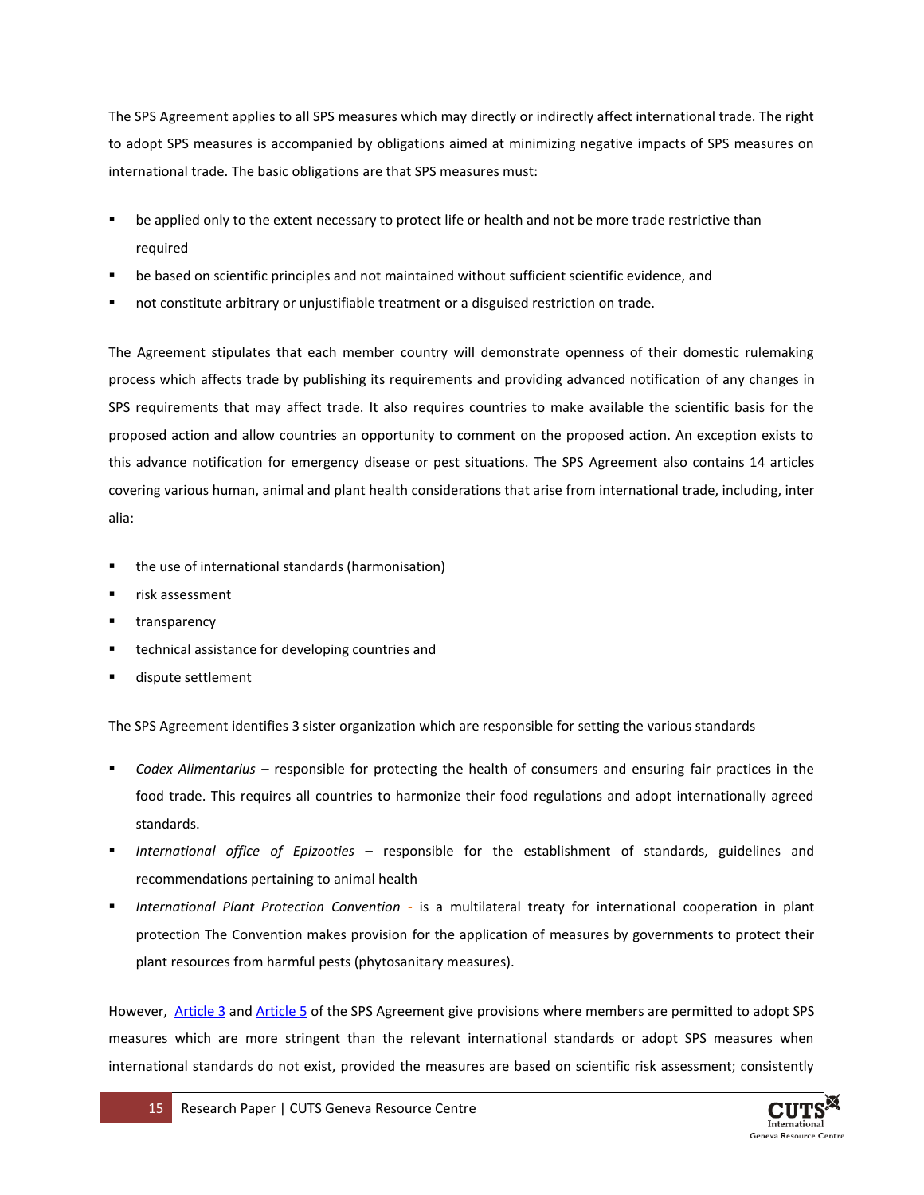The SPS Agreement applies to all SPS measures which may directly or indirectly affect international trade. The right to adopt SPS measures is accompanied by obligations aimed at minimizing negative impacts of SPS measures on international trade. The basic obligations are that SPS measures must:

- be applied only to the extent necessary to protect life or health and not be more trade restrictive than required
- be based on scientific principles and not maintained without sufficient scientific evidence, and
- not constitute arbitrary or unjustifiable treatment or a disguised restriction on trade.

The Agreement stipulates that each member country will demonstrate openness of their domestic rulemaking process which affects trade by publishing its requirements and providing advanced notification of any changes in SPS requirements that may affect trade. It also requires countries to make available the scientific basis for the proposed action and allow countries an opportunity to comment on the proposed action. An exception exists to this advance notification for emergency disease or pest situations. The SPS Agreement also contains 14 articles covering various human, animal and plant health considerations that arise from international trade, including, inter alia:

- the use of international standards (harmonisation)
- risk assessment
- transparency
- technical assistance for developing countries and
- dispute settlement

The SPS Agreement identifies 3 sister organization which are responsible for setting the various standards

- *Codex Alimentarius* – responsible for protecting the health of consumers and ensuring fair practices in the food trade. This requires all countries to harmonize their food regulations and adopt internationally agreed standards.
- *International office of Epizooties* – responsible for the establishment of standards, guidelines and recommendations pertaining to animal health
- *International Plant Protection Convention* - is a multilateral treaty for international cooperation in plant protection The Convention makes provision for the application of measures by governments to protect their plant resources from harmful pests (phytosanitary measures).

However, Article 3 and Article 5 of the SPS Agreement give provisions where members are permitted to adopt SPS measures which are more stringent than the relevant international standards or adopt SPS measures when international standards do not exist, provided the measures are based on scientific risk assessment; consistently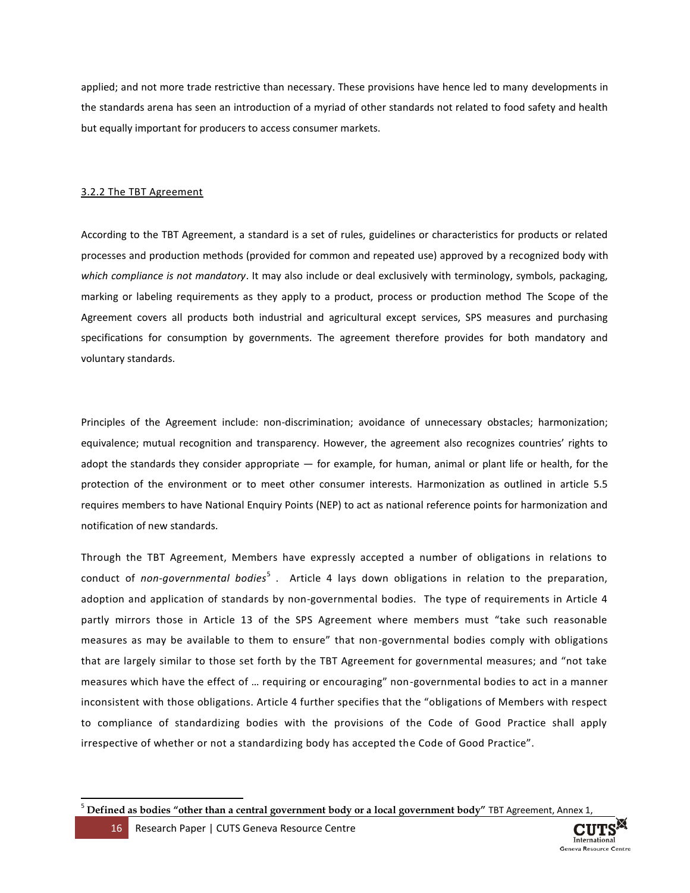applied; and not more trade restrictive than necessary. These provisions have hence led to many developments in the standards arena has seen an introduction of a myriad of other standards not related to food safety and health but equally important for producers to access consumer markets.

### 3.2.2 The TBT Agreement

According to the TBT Agreement, a standard is a set of rules, guidelines or characteristics for products or related processes and production methods (provided for common and repeated use) approved by a recognized body with *which compliance is not mandatory*. It may also include or deal exclusively with terminology, symbols, packaging, marking or labeling requirements as they apply to a product, process or production method The Scope of the Agreement covers all products both industrial and agricultural except services, SPS measures and purchasing specifications for consumption by governments. The agreement therefore provides for both mandatory and voluntary standards.

Principles of the Agreement include: non-discrimination; avoidance of unnecessary obstacles; harmonization; equivalence; mutual recognition and transparency. However, the agreement also recognizes countries' rights to adopt the standards they consider appropriate — for example, for human, animal or plant life or health, for the protection of the environment or to meet other consumer interests. Harmonization as outlined in article 5.5 requires members to have National Enquiry Points (NEP) to act as national reference points for harmonization and notification of new standards.

Through the TBT Agreement, Members have expressly accepted a number of obligations in relations to conduct of *non-governmental bodies*[5] . Article 4 lays down obligations in relation to the preparation, adoption and application of standards by non-governmental bodies. The type of requirements in Article 4 partly mirrors those in Article 13 of the SPS Agreement where members must "take such reasonable measures as may be available to them to ensure" that non-governmental bodies comply with obligations that are largely similar to those set forth by the TBT Agreement for governmental measures; and "not take measures which have the effect of … requiring or encouraging" non-governmental bodies to act in a manner inconsistent with those obligations. Article 4 further specifies that the "obligations of Members with respect to compliance of standardizing bodies with the provisions of the Code of Good Practice shall apply irrespective of whether or not a standardizing body has accepted the Code of Good Practice".

[5] **Defined as bodies "other than a central government body or a local government body"** TBT Agreement, Annex 1,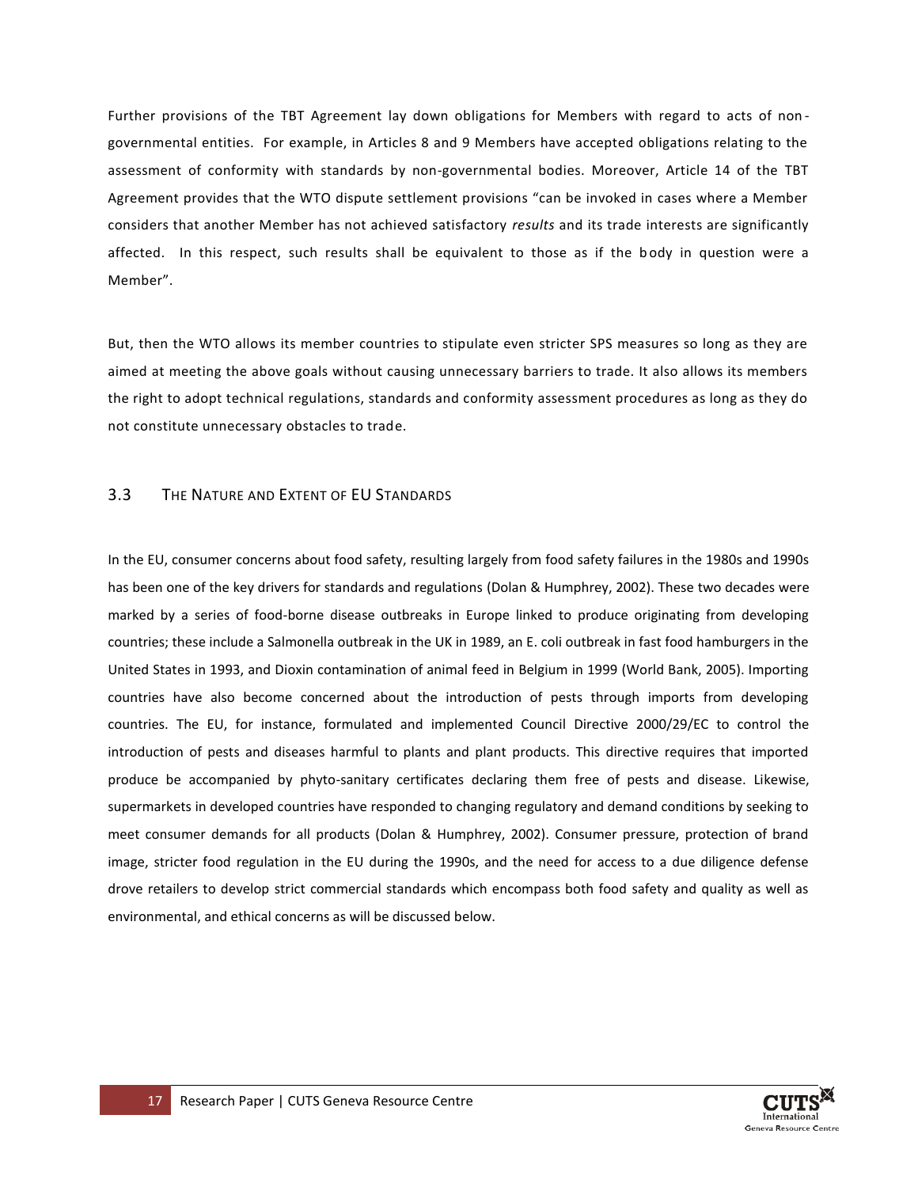Further provisions of the TBT Agreement lay down obligations for Members with regard to acts of non-governmental entities. For example, in Articles 8 and 9 Members have accepted obligations relating to the assessment of conformity with standards by non-governmental bodies. Moreover, Article 14 of the TBT Agreement provides that the WTO dispute settlement provisions "can be invoked in cases where a Member considers that another Member has not achieved satisfactory *results* and its trade interests are significantly affected. In this respect, such results shall be equivalent to those as if the body in question were a Member".

But, then the WTO allows its member countries to stipulate even stricter SPS measures so long as they are aimed at meeting the above goals without causing unnecessary barriers to trade. It also allows its members the right to adopt technical regulations, standards and conformity assessment procedures as long as they do not constitute unnecessary obstacles to trade.

### 3.3 The Nature and Extent of EU Standards

In the EU, consumer concerns about food safety, resulting largely from food safety failures in the 1980s and 1990s has been one of the key drivers for standards and regulations (Dolan & Humphrey, 2002). These two decades were marked by a series of food-borne disease outbreaks in Europe linked to produce originating from developing countries; these include a Salmonella outbreak in the UK in 1989, an E. coli outbreak in fast food hamburgers in the United States in 1993, and Dioxin contamination of animal feed in Belgium in 1999 (World Bank, 2005). Importing countries have also become concerned about the introduction of pests through imports from developing countries. The EU, for instance, formulated and implemented Council Directive 2000/29/EC to control the introduction of pests and diseases harmful to plants and plant products. This directive requires that imported produce be accompanied by phyto-sanitary certificates declaring them free of pests and disease. Likewise, supermarkets in developed countries have responded to changing regulatory and demand conditions by seeking to meet consumer demands for all products (Dolan & Humphrey, 2002). Consumer pressure, protection of brand image, stricter food regulation in the EU during the 1990s, and the need for access to a due diligence defense drove retailers to develop strict commercial standards which encompass both food safety and quality as well as environmental, and ethical concerns as will be discussed below.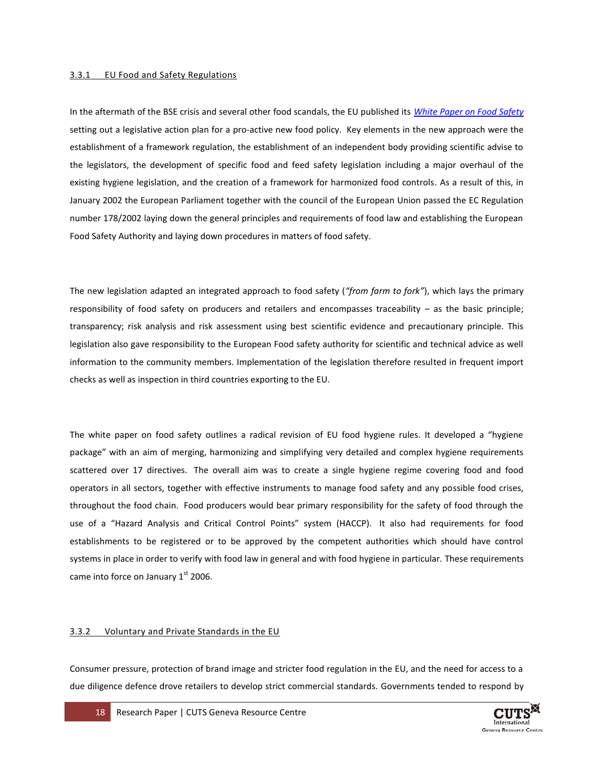### 3.3.1 EU Food and Safety Regulations

In the aftermath of the BSE crisis and several other food scandals, the EU published its *White Paper on Food Safety* setting out a legislative action plan for a pro-active new food policy. Key elements in the new approach were the establishment of a framework regulation, the establishment of an independent body providing scientific advise to the legislators, the development of specific food and feed safety legislation including a major overhaul of the existing hygiene legislation, and the creation of a framework for harmonized food controls. As a result of this, in January 2002 the European Parliament together with the council of the European Union passed the EC Regulation number 178/2002 laying down the general principles and requirements of food law and establishing the European Food Safety Authority and laying down procedures in matters of food safety.

The new legislation adapted an integrated approach to food safety (*"from farm to fork"*), which lays the primary responsibility of food safety on producers and retailers and encompasses traceability – as the basic principle; transparency; risk analysis and risk assessment using best scientific evidence and precautionary principle. This legislation also gave responsibility to the European Food safety authority for scientific and technical advice as well information to the community members. Implementation of the legislation therefore resulted in frequent import checks as well as inspection in third countries exporting to the EU.

The white paper on food safety outlines a radical revision of EU food hygiene rules. It developed a "hygiene package" with an aim of merging, harmonizing and simplifying very detailed and complex hygiene requirements scattered over 17 directives. The overall aim was to create a single hygiene regime covering food and food operators in all sectors, together with effective instruments to manage food safety and any possible food crises, throughout the food chain. Food producers would bear primary responsibility for the safety of food through the use of a "Hazard Analysis and Critical Control Points" system (HACCP). It also had requirements for food establishments to be registered or to be approved by the competent authorities which should have control systems in place in order to verify with food law in general and with food hygiene in particular. These requirements came into force on January 1st 2006.

### 3.3.2 Voluntary and Private Standards in the EU

Consumer pressure, protection of brand image and stricter food regulation in the EU, and the need for access to a due diligence defence drove retailers to develop strict commercial standards. Governments tended to respond by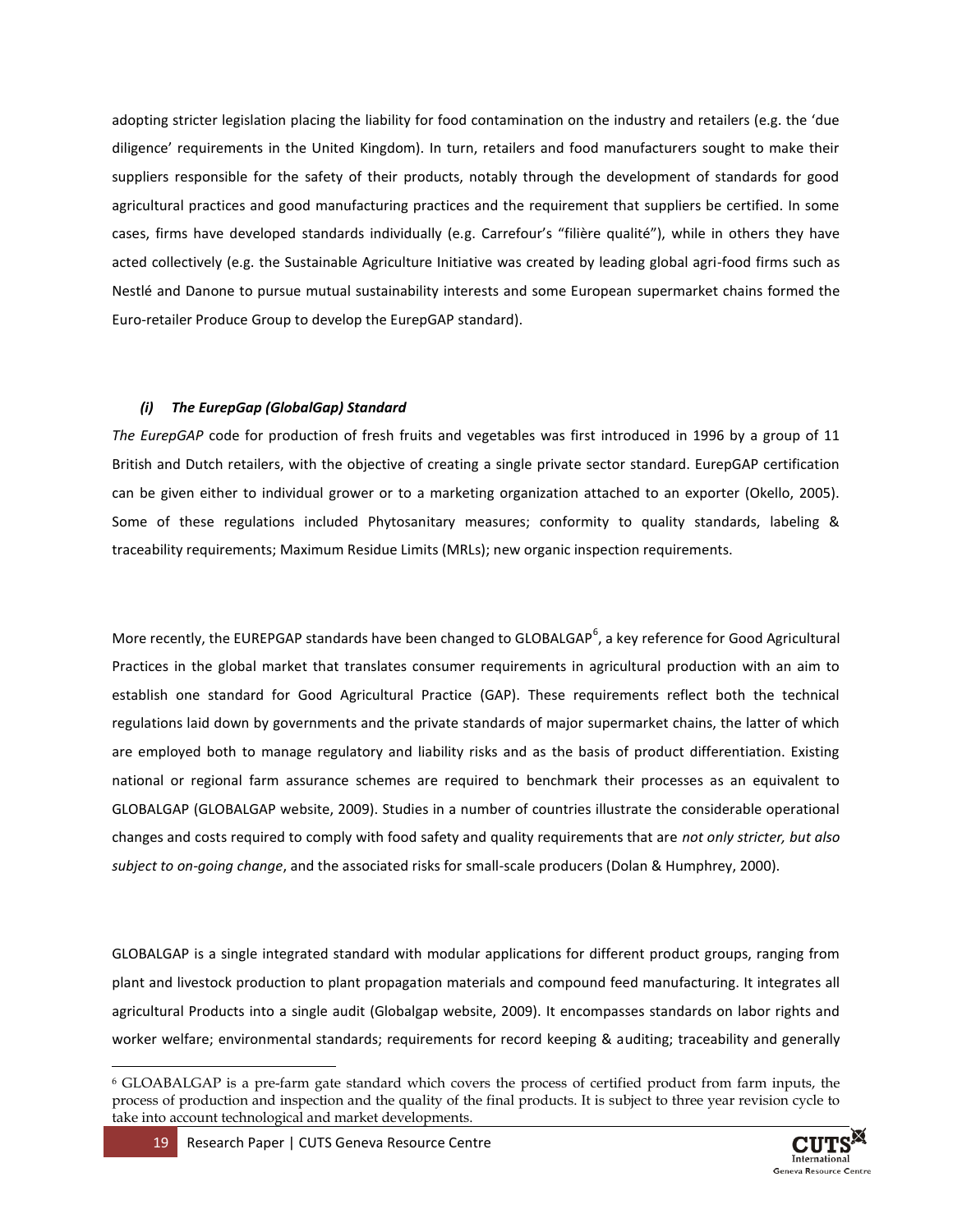adopting stricter legislation placing the liability for food contamination on the industry and retailers (e.g. the 'due diligence' requirements in the United Kingdom). In turn, retailers and food manufacturers sought to make their suppliers responsible for the safety of their products, notably through the development of standards for good agricultural practices and good manufacturing practices and the requirement that suppliers be certified. In some cases, firms have developed standards individually (e.g. Carrefour's "filière qualité"), while in others they have acted collectively (e.g. the Sustainable Agriculture Initiative was created by leading global agri-food firms such as Nestlé and Danone to pursue mutual sustainability interests and some European supermarket chains formed the Euro-retailer Produce Group to develop the EurepGAP standard).

### *(i) The EurepGap (GlobalGap) Standard*

*The EurepGAP* code for production of fresh fruits and vegetables was first introduced in 1996 by a group of 11 British and Dutch retailers, with the objective of creating a single private sector standard. EurepGAP certification can be given either to individual grower or to a marketing organization attached to an exporter (Okello, 2005). Some of these regulations included Phytosanitary measures; conformity to quality standards, labeling & traceability requirements; Maximum Residue Limits (MRLs); new organic inspection requirements.

More recently, the EUREPGAP standards have been changed to GLOBALGAP[6], a key reference for Good Agricultural Practices in the global market that translates consumer requirements in agricultural production with an aim to establish one standard for Good Agricultural Practice (GAP). These requirements reflect both the technical regulations laid down by governments and the private standards of major supermarket chains, the latter of which are employed both to manage regulatory and liability risks and as the basis of product differentiation. Existing national or regional farm assurance schemes are required to benchmark their processes as an equivalent to GLOBALGAP (GLOBALGAP website, 2009). Studies in a number of countries illustrate the considerable operational changes and costs required to comply with food safety and quality requirements that are *not only stricter, but also subject to on-going change*, and the associated risks for small-scale producers (Dolan & Humphrey, 2000).

GLOBALGAP is a single integrated standard with modular applications for different product groups, ranging from plant and livestock production to plant propagation materials and compound feed manufacturing. It integrates all agricultural Products into a single audit (Globalgap website, 2009). It encompasses standards on labor rights and worker welfare; environmental standards; requirements for record keeping & auditing; traceability and generally

[6] GLOABALGAP is a pre-farm gate standard which covers the process of certified product from farm inputs, the process of production and inspection and the quality of the final products. It is subject to three year revision cycle to take into account technological and market developments.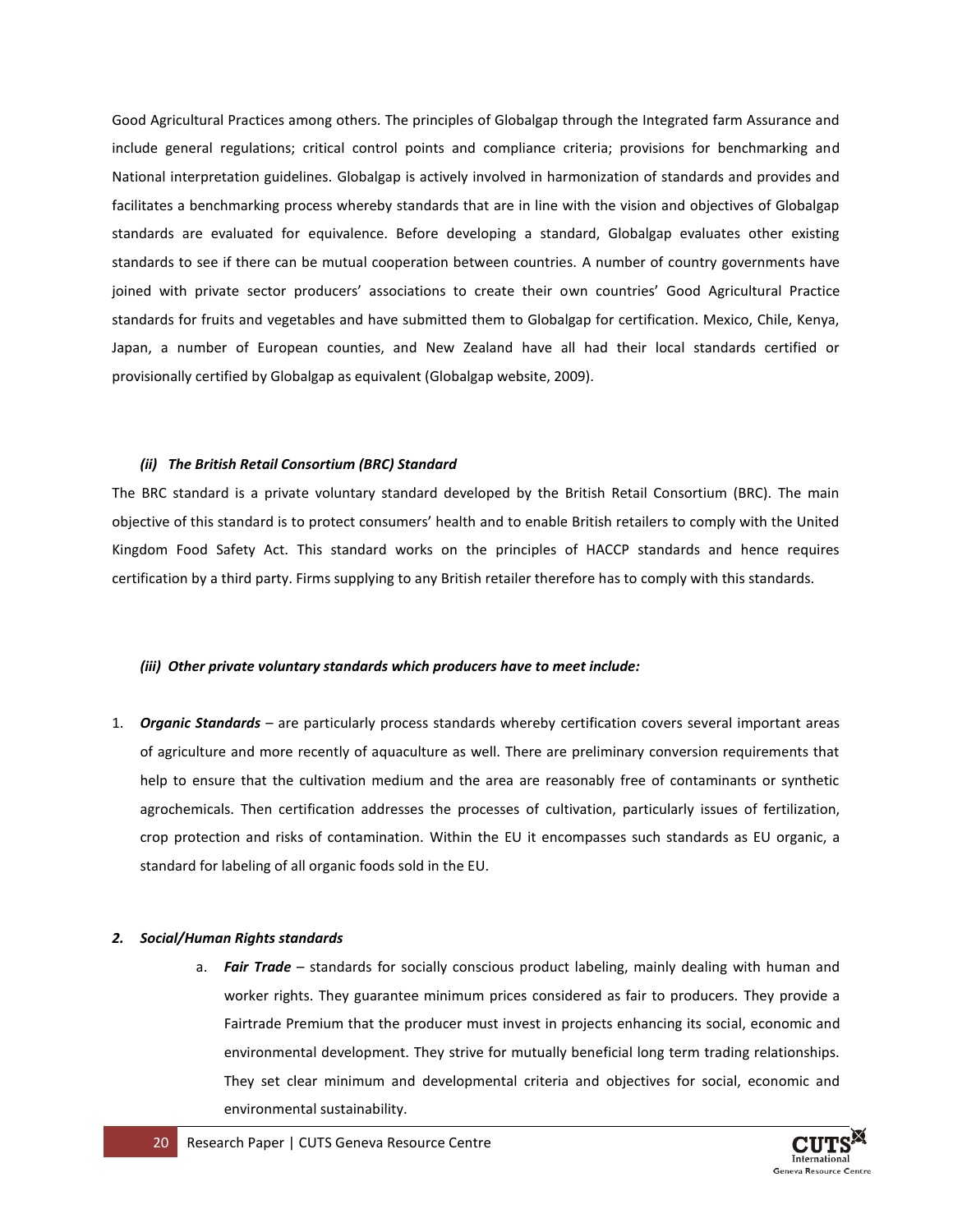Good Agricultural Practices among others. The principles of Globalgap through the Integrated farm Assurance and include general regulations; critical control points and compliance criteria; provisions for benchmarking and National interpretation guidelines. Globalgap is actively involved in harmonization of standards and provides and facilitates a benchmarking process whereby standards that are in line with the vision and objectives of Globalgap standards are evaluated for equivalence. Before developing a standard, Globalgap evaluates other existing standards to see if there can be mutual cooperation between countries. A number of country governments have joined with private sector producers' associations to create their own countries' Good Agricultural Practice standards for fruits and vegetables and have submitted them to Globalgap for certification. Mexico, Chile, Kenya, Japan, a number of European counties, and New Zealand have all had their local standards certified or provisionally certified by Globalgap as equivalent (Globalgap website, 2009).

***(ii) The British Retail Consortium (BRC) Standard***

The BRC standard is a private voluntary standard developed by the British Retail Consortium (BRC). The main objective of this standard is to protect consumers' health and to enable British retailers to comply with the United Kingdom Food Safety Act. This standard works on the principles of HACCP standards and hence requires certification by a third party. Firms supplying to any British retailer therefore has to comply with this standards.

***(iii) Other private voluntary standards which producers have to meet include:***

1. ***Organic Standards*** – are particularly process standards whereby certification covers several important areas of agriculture and more recently of aquaculture as well. There are preliminary conversion requirements that help to ensure that the cultivation medium and the area are reasonably free of contaminants or synthetic agrochemicals. Then certification addresses the processes of cultivation, particularly issues of fertilization, crop protection and risks of contamination. Within the EU it encompasses such standards as EU organic, a standard for labeling of all organic foods sold in the EU.

***2. Social/Human Rights standards***

   a. ***Fair Trade*** – standards for socially conscious product labeling, mainly dealing with human and worker rights. They guarantee minimum prices considered as fair to producers. They provide a Fairtrade Premium that the producer must invest in projects enhancing its social, economic and environmental development. They strive for mutually beneficial long term trading relationships. They set clear minimum and developmental criteria and objectives for social, economic and environmental sustainability.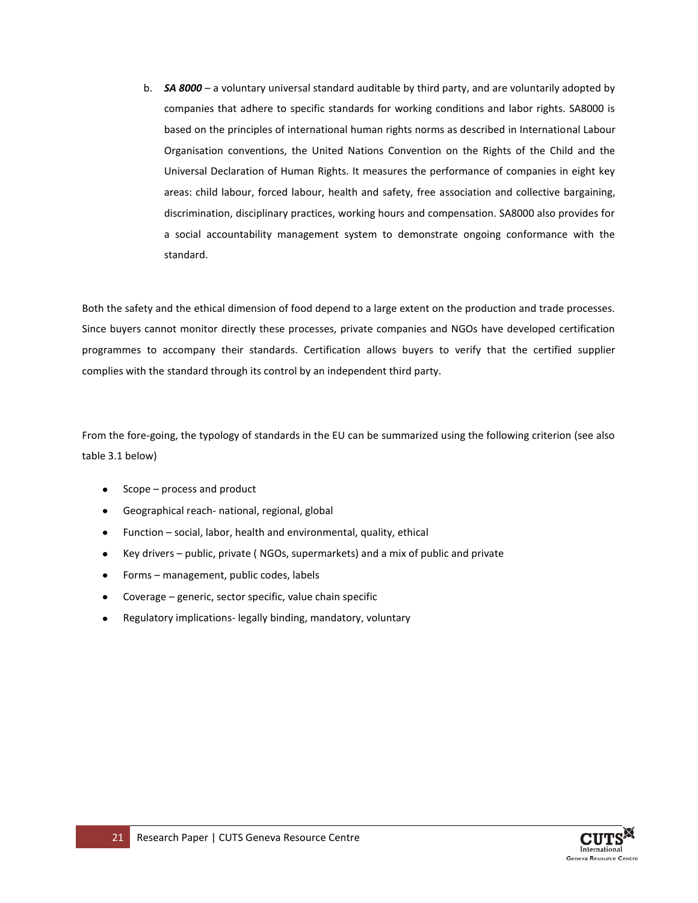b. ***SA 8000*** – a voluntary universal standard auditable by third party, and are voluntarily adopted by companies that adhere to specific standards for working conditions and labor rights. SA8000 is based on the principles of international human rights norms as described in International Labour Organisation conventions, the United Nations Convention on the Rights of the Child and the Universal Declaration of Human Rights. It measures the performance of companies in eight key areas: child labour, forced labour, health and safety, free association and collective bargaining, discrimination, disciplinary practices, working hours and compensation. SA8000 also provides for a social accountability management system to demonstrate ongoing conformance with the standard.

Both the safety and the ethical dimension of food depend to a large extent on the production and trade processes. Since buyers cannot monitor directly these processes, private companies and NGOs have developed certification programmes to accompany their standards. Certification allows buyers to verify that the certified supplier complies with the standard through its control by an independent third party.

From the fore-going, the typology of standards in the EU can be summarized using the following criterion (see also table 3.1 below)

- Scope – process and product
- Geographical reach- national, regional, global
- Function – social, labor, health and environmental, quality, ethical
- Key drivers – public, private ( NGOs, supermarkets) and a mix of public and private
- Forms – management, public codes, labels
- Coverage – generic, sector specific, value chain specific
- Regulatory implications- legally binding, mandatory, voluntary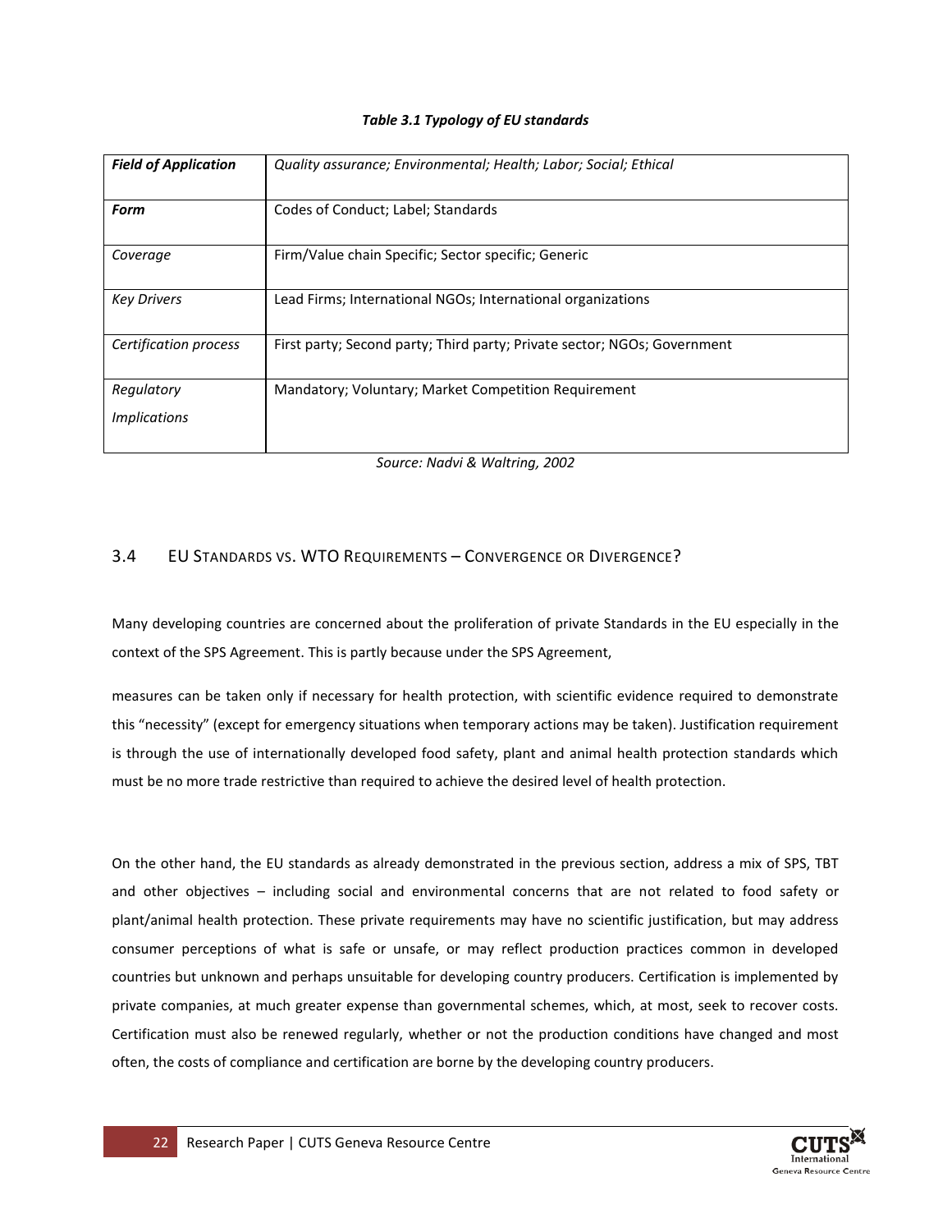***Table 3.1 Typology of EU standards***

| | |
|---|---|
| ***Field of Application*** | *Quality assurance; Environmental; Health; Labor; Social; Ethical* |
| ***Form*** | Codes of Conduct; Label; Standards |
| *Coverage* | Firm/Value chain Specific; Sector specific; Generic |
| *Key Drivers* | Lead Firms; International NGOs; International organizations |
| *Certification process* | First party; Second party; Third party; Private sector; NGOs; Government |
| *Regulatory Implications* | Mandatory; Voluntary; Market Competition Requirement |

*Source: Nadvi & Waltring, 2002*

## 3.4 EU Standards vs. WTO Requirements – Convergence or Divergence?

Many developing countries are concerned about the proliferation of private Standards in the EU especially in the context of the SPS Agreement. This is partly because under the SPS Agreement,

measures can be taken only if necessary for health protection, with scientific evidence required to demonstrate this "necessity" (except for emergency situations when temporary actions may be taken). Justification requirement is through the use of internationally developed food safety, plant and animal health protection standards which must be no more trade restrictive than required to achieve the desired level of health protection.

On the other hand, the EU standards as already demonstrated in the previous section, address a mix of SPS, TBT and other objectives – including social and environmental concerns that are not related to food safety or plant/animal health protection. These private requirements may have no scientific justification, but may address consumer perceptions of what is safe or unsafe, or may reflect production practices common in developed countries but unknown and perhaps unsuitable for developing country producers. Certification is implemented by private companies, at much greater expense than governmental schemes, which, at most, seek to recover costs. Certification must also be renewed regularly, whether or not the production conditions have changed and most often, the costs of compliance and certification are borne by the developing country producers.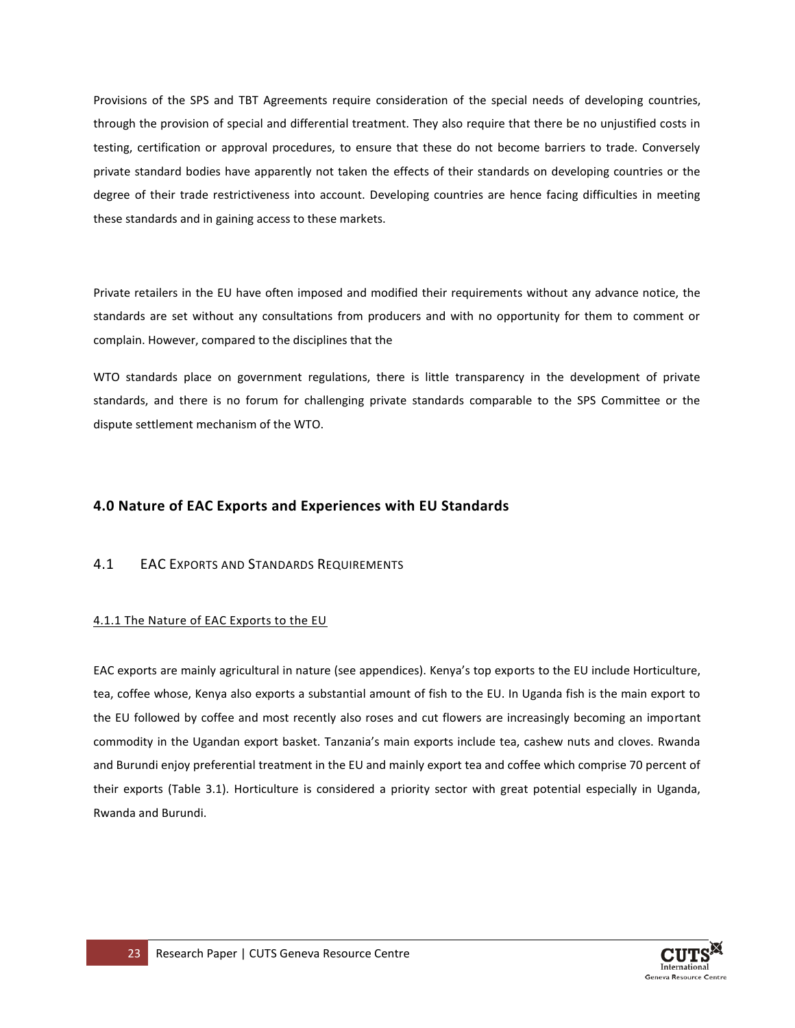Provisions of the SPS and TBT Agreements require consideration of the special needs of developing countries, through the provision of special and differential treatment. They also require that there be no unjustified costs in testing, certification or approval procedures, to ensure that these do not become barriers to trade. Conversely private standard bodies have apparently not taken the effects of their standards on developing countries or the degree of their trade restrictiveness into account. Developing countries are hence facing difficulties in meeting these standards and in gaining access to these markets.

Private retailers in the EU have often imposed and modified their requirements without any advance notice, the standards are set without any consultations from producers and with no opportunity for them to comment or complain. However, compared to the disciplines that the

WTO standards place on government regulations, there is little transparency in the development of private standards, and there is no forum for challenging private standards comparable to the SPS Committee or the dispute settlement mechanism of the WTO.

## 4.0 Nature of EAC Exports and Experiences with EU Standards

### 4.1 EAC Exports and Standards Requirements

#### 4.1.1 The Nature of EAC Exports to the EU

EAC exports are mainly agricultural in nature (see appendices). Kenya's top exports to the EU include Horticulture, tea, coffee whose, Kenya also exports a substantial amount of fish to the EU. In Uganda fish is the main export to the EU followed by coffee and most recently also roses and cut flowers are increasingly becoming an important commodity in the Ugandan export basket. Tanzania's main exports include tea, cashew nuts and cloves. Rwanda and Burundi enjoy preferential treatment in the EU and mainly export tea and coffee which comprise 70 percent of their exports (Table 3.1). Horticulture is considered a priority sector with great potential especially in Uganda, Rwanda and Burundi.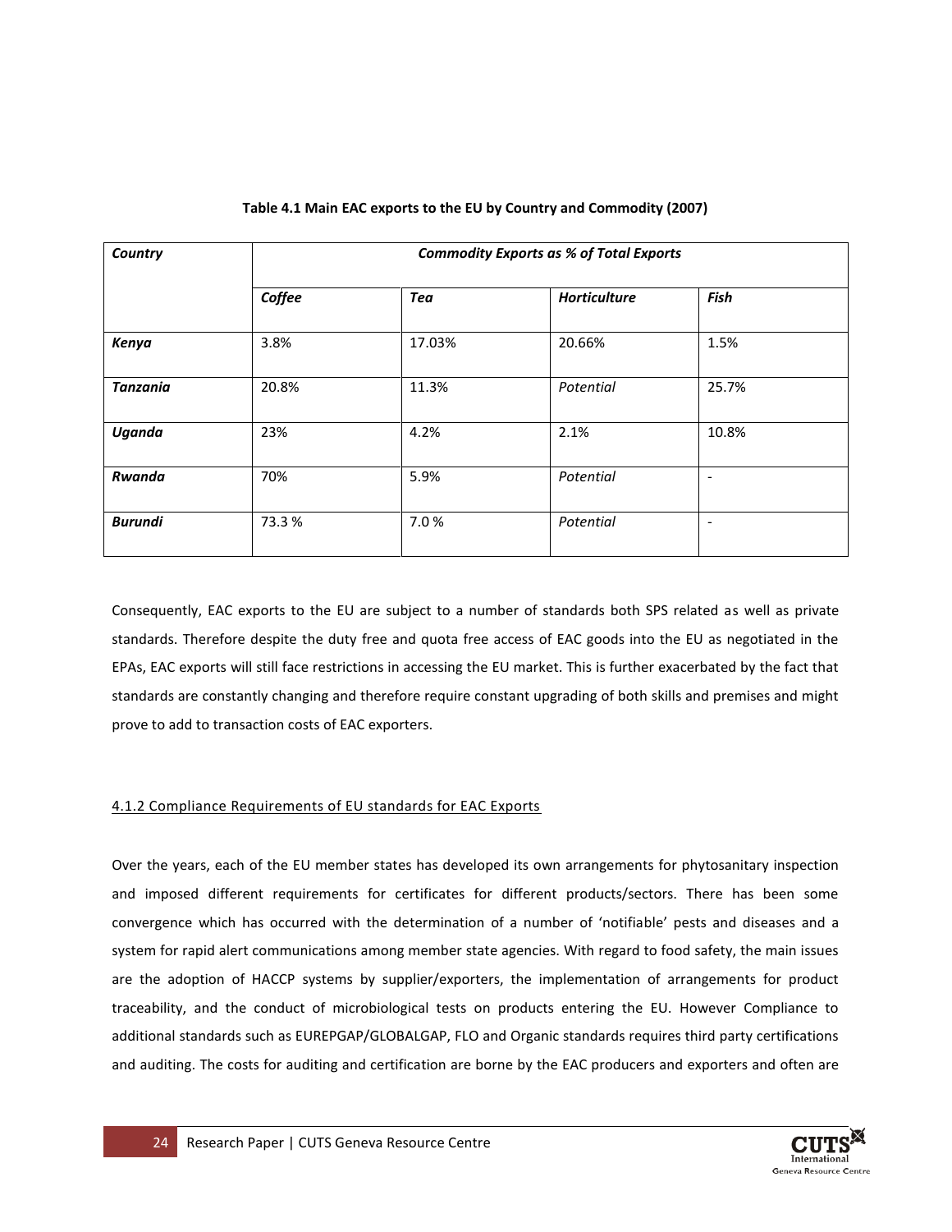**Table 4.1 Main EAC exports to the EU by Country and Commodity (2007)**

| *Country* | *Commodity Exports as % of Total Exports* | | | |
|---|---|---|---|---|
| | *Coffee* | *Tea* | *Horticulture* | *Fish* |
| ***Kenya*** | 3.8% | 17.03% | 20.66% | 1.5% |
| ***Tanzania*** | 20.8% | 11.3% | *Potential* | 25.7% |
| ***Uganda*** | 23% | 4.2% | 2.1% | 10.8% |
| ***Rwanda*** | 70% | 5.9% | *Potential* | - |
| ***Burundi*** | 73.3 % | 7.0 % | *Potential* | - |

Consequently, EAC exports to the EU are subject to a number of standards both SPS related as well as private standards. Therefore despite the duty free and quota free access of EAC goods into the EU as negotiated in the EPAs, EAC exports will still face restrictions in accessing the EU market. This is further exacerbated by the fact that standards are constantly changing and therefore require constant upgrading of both skills and premises and might prove to add to transaction costs of EAC exporters.

#### 4.1.2 Compliance Requirements of EU standards for EAC Exports

Over the years, each of the EU member states has developed its own arrangements for phytosanitary inspection and imposed different requirements for certificates for different products/sectors. There has been some convergence which has occurred with the determination of a number of 'notifiable' pests and diseases and a system for rapid alert communications among member state agencies. With regard to food safety, the main issues are the adoption of HACCP systems by supplier/exporters, the implementation of arrangements for product traceability, and the conduct of microbiological tests on products entering the EU. However Compliance to additional standards such as EUREPGAP/GLOBALGAP, FLO and Organic standards requires third party certifications and auditing. The costs for auditing and certification are borne by the EAC producers and exporters and often are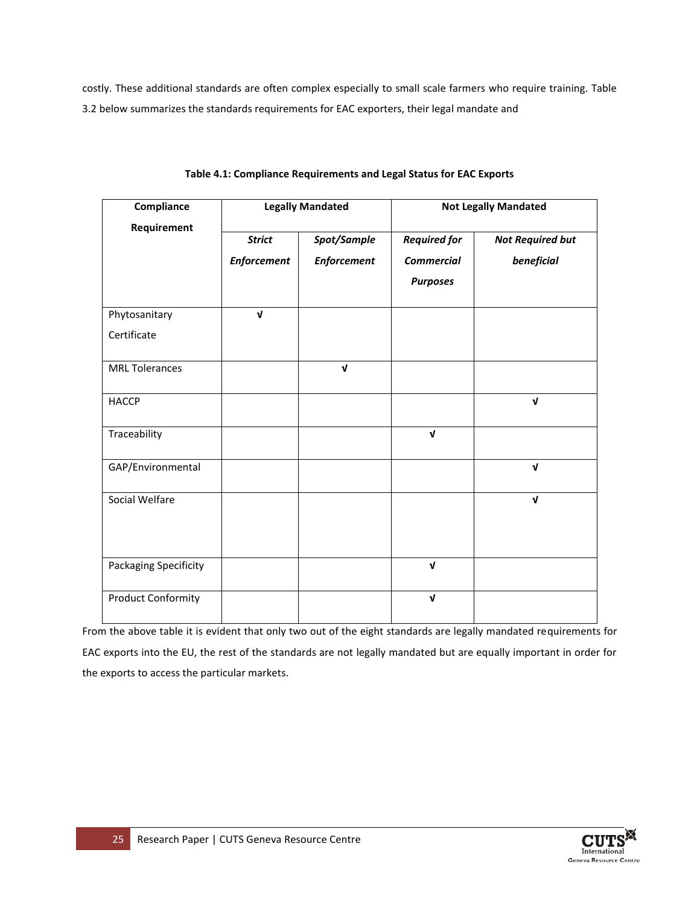costly. These additional standards are often complex especially to small scale farmers who require training. Table 3.2 below summarizes the standards requirements for EAC exporters, their legal mandate and

**Table 4.1: Compliance Requirements and Legal Status for EAC Exports**

| Compliance Requirement | Legally Mandated | | Not Legally Mandated | |
|---|---|---|---|---|
| | ***Strict Enforcement*** | ***Spot/Sample Enforcement*** | ***Required for Commercial Purposes*** | ***Not Required but beneficial*** |
| Phytosanitary Certificate | √ | | | |
| MRL Tolerances | | √ | | |
| HACCP | | | | √ |
| Traceability | | | √ | |
| GAP/Environmental | | | | √ |
| Social Welfare | | | | √ |
| Packaging Specificity | | | √ | |
| Product Conformity | | | √ | |

From the above table it is evident that only two out of the eight standards are legally mandated requirements for EAC exports into the EU, the rest of the standards are not legally mandated but are equally important in order for the exports to access the particular markets.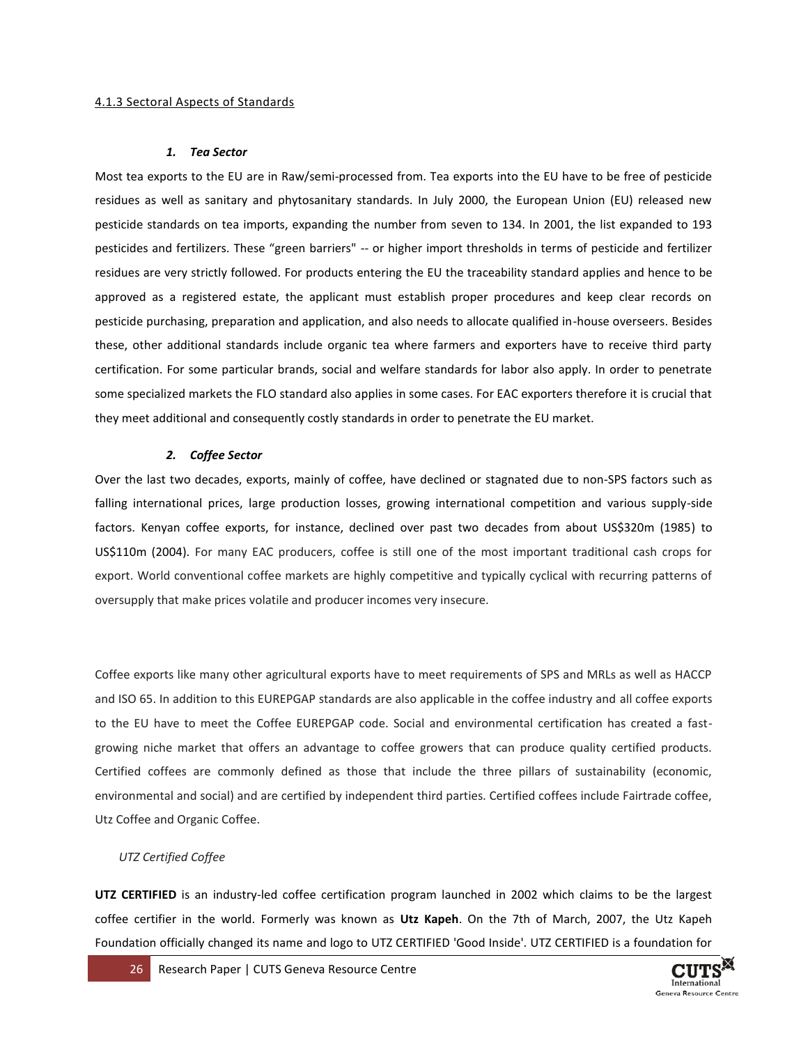#### 4.1.3 Sectoral Aspects of Standards

***1. Tea Sector***

Most tea exports to the EU are in Raw/semi-processed from. Tea exports into the EU have to be free of pesticide residues as well as sanitary and phytosanitary standards. In July 2000, the European Union (EU) released new pesticide standards on tea imports, expanding the number from seven to 134. In 2001, the list expanded to 193 pesticides and fertilizers. These "green barriers" -- or higher import thresholds in terms of pesticide and fertilizer residues are very strictly followed. For products entering the EU the traceability standard applies and hence to be approved as a registered estate, the applicant must establish proper procedures and keep clear records on pesticide purchasing, preparation and application, and also needs to allocate qualified in-house overseers. Besides these, other additional standards include organic tea where farmers and exporters have to receive third party certification. For some particular brands, social and welfare standards for labor also apply. In order to penetrate some specialized markets the FLO standard also applies in some cases. For EAC exporters therefore it is crucial that they meet additional and consequently costly standards in order to penetrate the EU market.

***2. Coffee Sector***

Over the last two decades, exports, mainly of coffee, have declined or stagnated due to non-SPS factors such as falling international prices, large production losses, growing international competition and various supply-side factors. Kenyan coffee exports, for instance, declined over past two decades from about US$320m (1985) to US$110m (2004). For many EAC producers, coffee is still one of the most important traditional cash crops for export. World conventional coffee markets are highly competitive and typically cyclical with recurring patterns of oversupply that make prices volatile and producer incomes very insecure.

Coffee exports like many other agricultural exports have to meet requirements of SPS and MRLs as well as HACCP and ISO 65. In addition to this EUREPGAP standards are also applicable in the coffee industry and all coffee exports to the EU have to meet the Coffee EUREPGAP code. Social and environmental certification has created a fast-growing niche market that offers an advantage to coffee growers that can produce quality certified products. Certified coffees are commonly defined as those that include the three pillars of sustainability (economic, environmental and social) and are certified by independent third parties. Certified coffees include Fairtrade coffee, Utz Coffee and Organic Coffee.

*UTZ Certified Coffee*

**UTZ CERTIFIED** is an industry-led coffee certification program launched in 2002 which claims to be the largest coffee certifier in the world. Formerly was known as **Utz Kapeh**. On the 7th of March, 2007, the Utz Kapeh Foundation officially changed its name and logo to UTZ CERTIFIED 'Good Inside'. UTZ CERTIFIED is a foundation for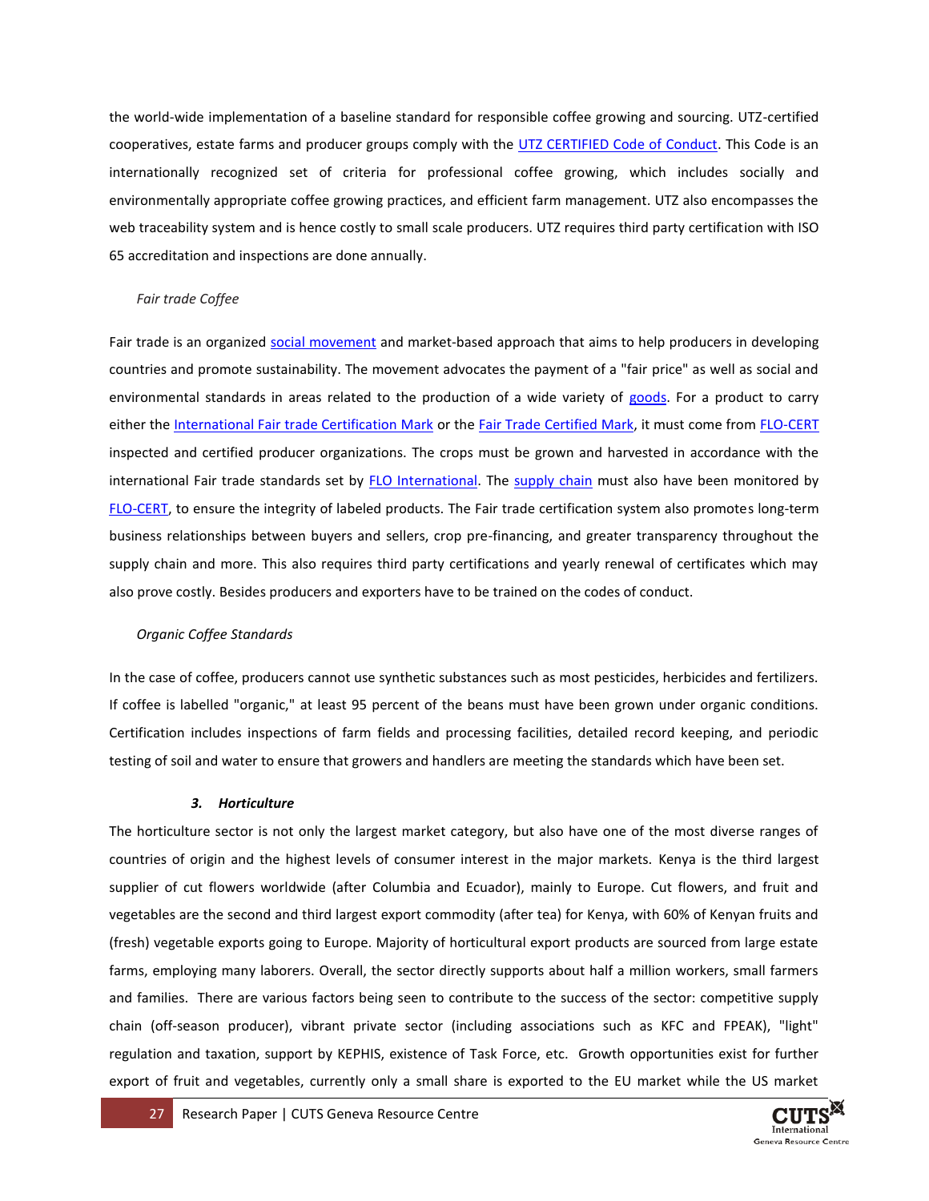the world-wide implementation of a baseline standard for responsible coffee growing and sourcing. UTZ-certified cooperatives, estate farms and producer groups comply with the UTZ CERTIFIED Code of Conduct. This Code is an internationally recognized set of criteria for professional coffee growing, which includes socially and environmentally appropriate coffee growing practices, and efficient farm management. UTZ also encompasses the web traceability system and is hence costly to small scale producers. UTZ requires third party certification with ISO 65 accreditation and inspections are done annually.

*Fair trade Coffee*

Fair trade is an organized social movement and market-based approach that aims to help producers in developing countries and promote sustainability. The movement advocates the payment of a "fair price" as well as social and environmental standards in areas related to the production of a wide variety of goods. For a product to carry either the International Fair trade Certification Mark or the Fair Trade Certified Mark, it must come from FLO-CERT inspected and certified producer organizations. The crops must be grown and harvested in accordance with the international Fair trade standards set by FLO International. The supply chain must also have been monitored by FLO-CERT, to ensure the integrity of labeled products. The Fair trade certification system also promotes long-term business relationships between buyers and sellers, crop pre-financing, and greater transparency throughout the supply chain and more. This also requires third party certifications and yearly renewal of certificates which may also prove costly. Besides producers and exporters have to be trained on the codes of conduct.

*Organic Coffee Standards*

In the case of coffee, producers cannot use synthetic substances such as most pesticides, herbicides and fertilizers. If coffee is labelled "organic," at least 95 percent of the beans must have been grown under organic conditions. Certification includes inspections of farm fields and processing facilities, detailed record keeping, and periodic testing of soil and water to ensure that growers and handlers are meeting the standards which have been set.

### ***3. Horticulture***

The horticulture sector is not only the largest market category, but also have one of the most diverse ranges of countries of origin and the highest levels of consumer interest in the major markets. Kenya is the third largest supplier of cut flowers worldwide (after Columbia and Ecuador), mainly to Europe. Cut flowers, and fruit and vegetables are the second and third largest export commodity (after tea) for Kenya, with 60% of Kenyan fruits and (fresh) vegetable exports going to Europe. Majority of horticultural export products are sourced from large estate farms, employing many laborers. Overall, the sector directly supports about half a million workers, small farmers and families. There are various factors being seen to contribute to the success of the sector: competitive supply chain (off-season producer), vibrant private sector (including associations such as KFC and FPEAK), "light" regulation and taxation, support by KEPHIS, existence of Task Force, etc. Growth opportunities exist for further export of fruit and vegetables, currently only a small share is exported to the EU market while the US market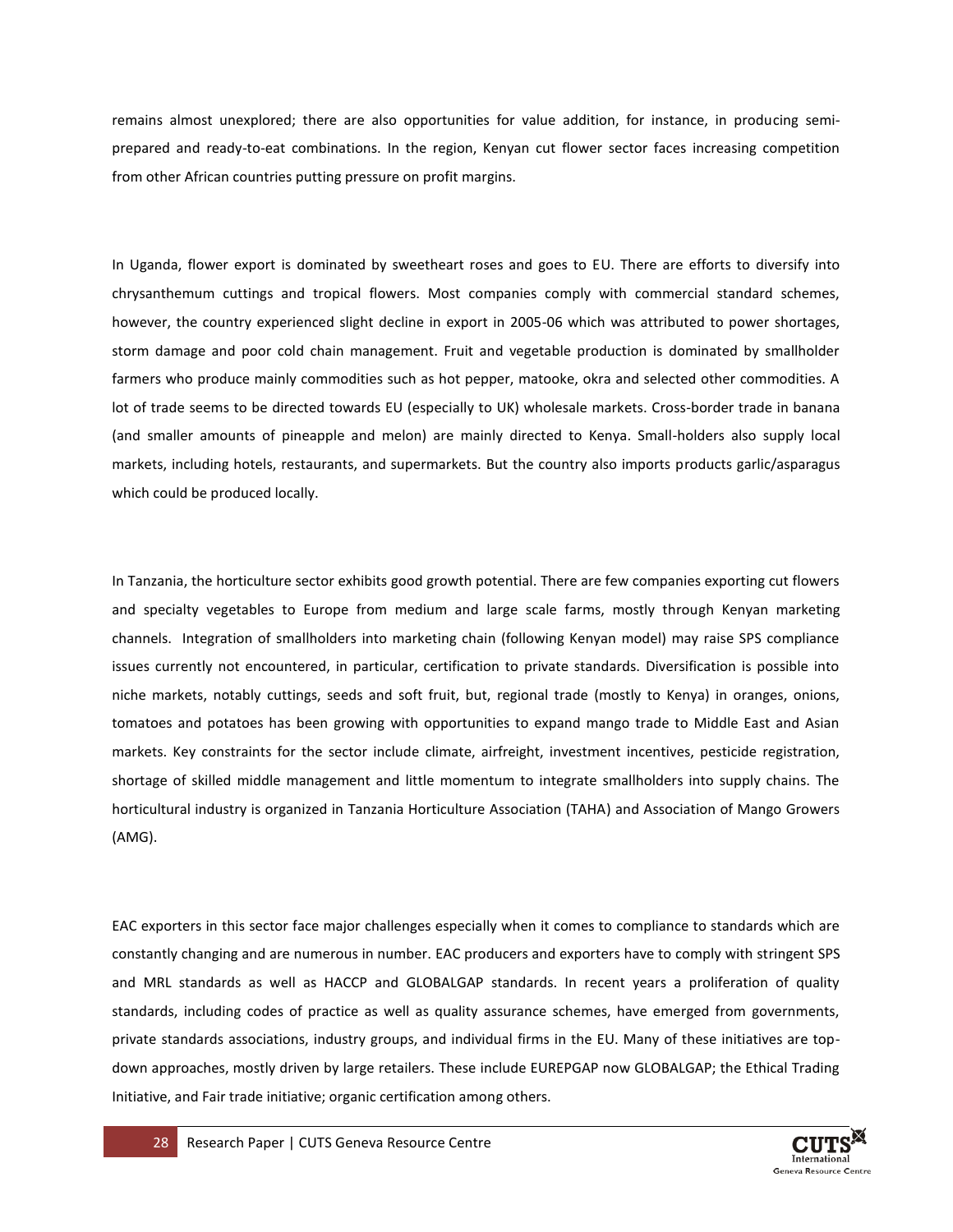remains almost unexplored; there are also opportunities for value addition, for instance, in producing semi-prepared and ready-to-eat combinations. In the region, Kenyan cut flower sector faces increasing competition from other African countries putting pressure on profit margins.

In Uganda, flower export is dominated by sweetheart roses and goes to EU. There are efforts to diversify into chrysanthemum cuttings and tropical flowers. Most companies comply with commercial standard schemes, however, the country experienced slight decline in export in 2005-06 which was attributed to power shortages, storm damage and poor cold chain management. Fruit and vegetable production is dominated by smallholder farmers who produce mainly commodities such as hot pepper, matooke, okra and selected other commodities. A lot of trade seems to be directed towards EU (especially to UK) wholesale markets. Cross-border trade in banana (and smaller amounts of pineapple and melon) are mainly directed to Kenya. Small-holders also supply local markets, including hotels, restaurants, and supermarkets. But the country also imports products garlic/asparagus which could be produced locally.

In Tanzania, the horticulture sector exhibits good growth potential. There are few companies exporting cut flowers and specialty vegetables to Europe from medium and large scale farms, mostly through Kenyan marketing channels. Integration of smallholders into marketing chain (following Kenyan model) may raise SPS compliance issues currently not encountered, in particular, certification to private standards. Diversification is possible into niche markets, notably cuttings, seeds and soft fruit, but, regional trade (mostly to Kenya) in oranges, onions, tomatoes and potatoes has been growing with opportunities to expand mango trade to Middle East and Asian markets. Key constraints for the sector include climate, airfreight, investment incentives, pesticide registration, shortage of skilled middle management and little momentum to integrate smallholders into supply chains. The horticultural industry is organized in Tanzania Horticulture Association (TAHA) and Association of Mango Growers (AMG).

EAC exporters in this sector face major challenges especially when it comes to compliance to standards which are constantly changing and are numerous in number. EAC producers and exporters have to comply with stringent SPS and MRL standards as well as HACCP and GLOBALGAP standards. In recent years a proliferation of quality standards, including codes of practice as well as quality assurance schemes, have emerged from governments, private standards associations, industry groups, and individual firms in the EU. Many of these initiatives are top-down approaches, mostly driven by large retailers. These include EUREPGAP now GLOBALGAP; the Ethical Trading Initiative, and Fair trade initiative; organic certification among others.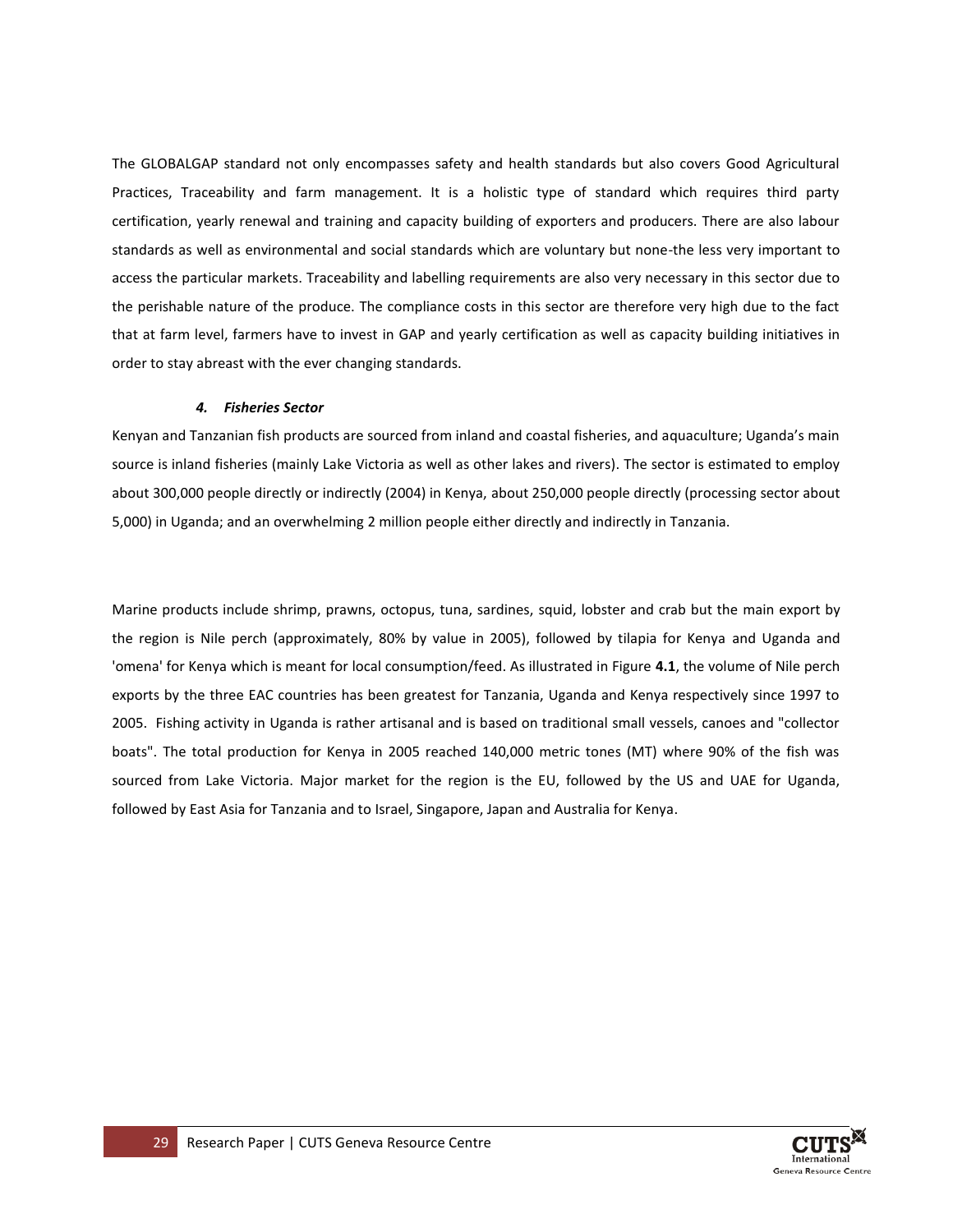The GLOBALGAP standard not only encompasses safety and health standards but also covers Good Agricultural Practices, Traceability and farm management. It is a holistic type of standard which requires third party certification, yearly renewal and training and capacity building of exporters and producers. There are also labour standards as well as environmental and social standards which are voluntary but none-the less very important to access the particular markets. Traceability and labelling requirements are also very necessary in this sector due to the perishable nature of the produce. The compliance costs in this sector are therefore very high due to the fact that at farm level, farmers have to invest in GAP and yearly certification as well as capacity building initiatives in order to stay abreast with the ever changing standards.

### *4. Fisheries Sector*

Kenyan and Tanzanian fish products are sourced from inland and coastal fisheries, and aquaculture; Uganda's main source is inland fisheries (mainly Lake Victoria as well as other lakes and rivers). The sector is estimated to employ about 300,000 people directly or indirectly (2004) in Kenya, about 250,000 people directly (processing sector about 5,000) in Uganda; and an overwhelming 2 million people either directly and indirectly in Tanzania.

Marine products include shrimp, prawns, octopus, tuna, sardines, squid, lobster and crab but the main export by the region is Nile perch (approximately, 80% by value in 2005), followed by tilapia for Kenya and Uganda and 'omena' for Kenya which is meant for local consumption/feed. As illustrated in Figure **4.1**, the volume of Nile perch exports by the three EAC countries has been greatest for Tanzania, Uganda and Kenya respectively since 1997 to 2005. Fishing activity in Uganda is rather artisanal and is based on traditional small vessels, canoes and "collector boats". The total production for Kenya in 2005 reached 140,000 metric tones (MT) where 90% of the fish was sourced from Lake Victoria. Major market for the region is the EU, followed by the US and UAE for Uganda, followed by East Asia for Tanzania and to Israel, Singapore, Japan and Australia for Kenya.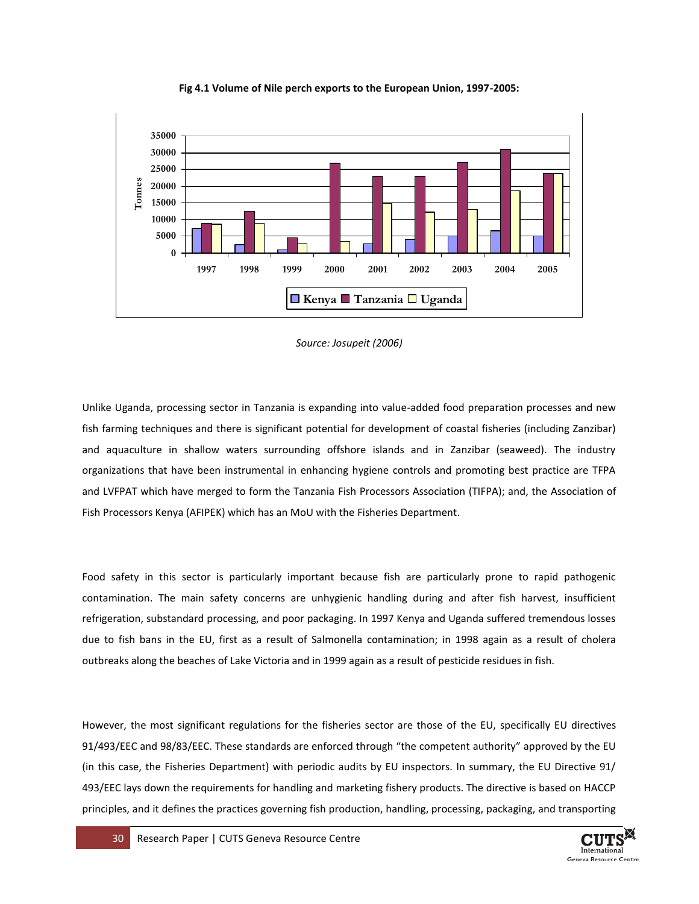**Fig 4.1 Volume of Nile perch exports to the European Union, 1997-2005:**

35000
30000
25000
20000
15000
10000
5000
0

Tonnes

1997 1998 1999 2000 2001 2002 2003 2004 2005

Kenya Tanzania Uganda

*Source: Josupeit (2006)*

Unlike Uganda, processing sector in Tanzania is expanding into value-added food preparation processes and new fish farming techniques and there is significant potential for development of coastal fisheries (including Zanzibar) and aquaculture in shallow waters surrounding offshore islands and in Zanzibar (seaweed). The industry organizations that have been instrumental in enhancing hygiene controls and promoting best practice are TFPA and LVFPAT which have merged to form the Tanzania Fish Processors Association (TIFPA); and, the Association of Fish Processors Kenya (AFIPEK) which has an MoU with the Fisheries Department.

Food safety in this sector is particularly important because fish are particularly prone to rapid pathogenic contamination. The main safety concerns are unhygienic handling during and after fish harvest, insufficient refrigeration, substandard processing, and poor packaging. In 1997 Kenya and Uganda suffered tremendous losses due to fish bans in the EU, first as a result of Salmonella contamination; in 1998 again as a result of cholera outbreaks along the beaches of Lake Victoria and in 1999 again as a result of pesticide residues in fish.

However, the most significant regulations for the fisheries sector are those of the EU, specifically EU directives 91/493/EEC and 98/83/EEC. These standards are enforced through "the competent authority" approved by the EU (in this case, the Fisheries Department) with periodic audits by EU inspectors. In summary, the EU Directive 91/ 493/EEC lays down the requirements for handling and marketing fishery products. The directive is based on HACCP principles, and it defines the practices governing fish production, handling, processing, packaging, and transporting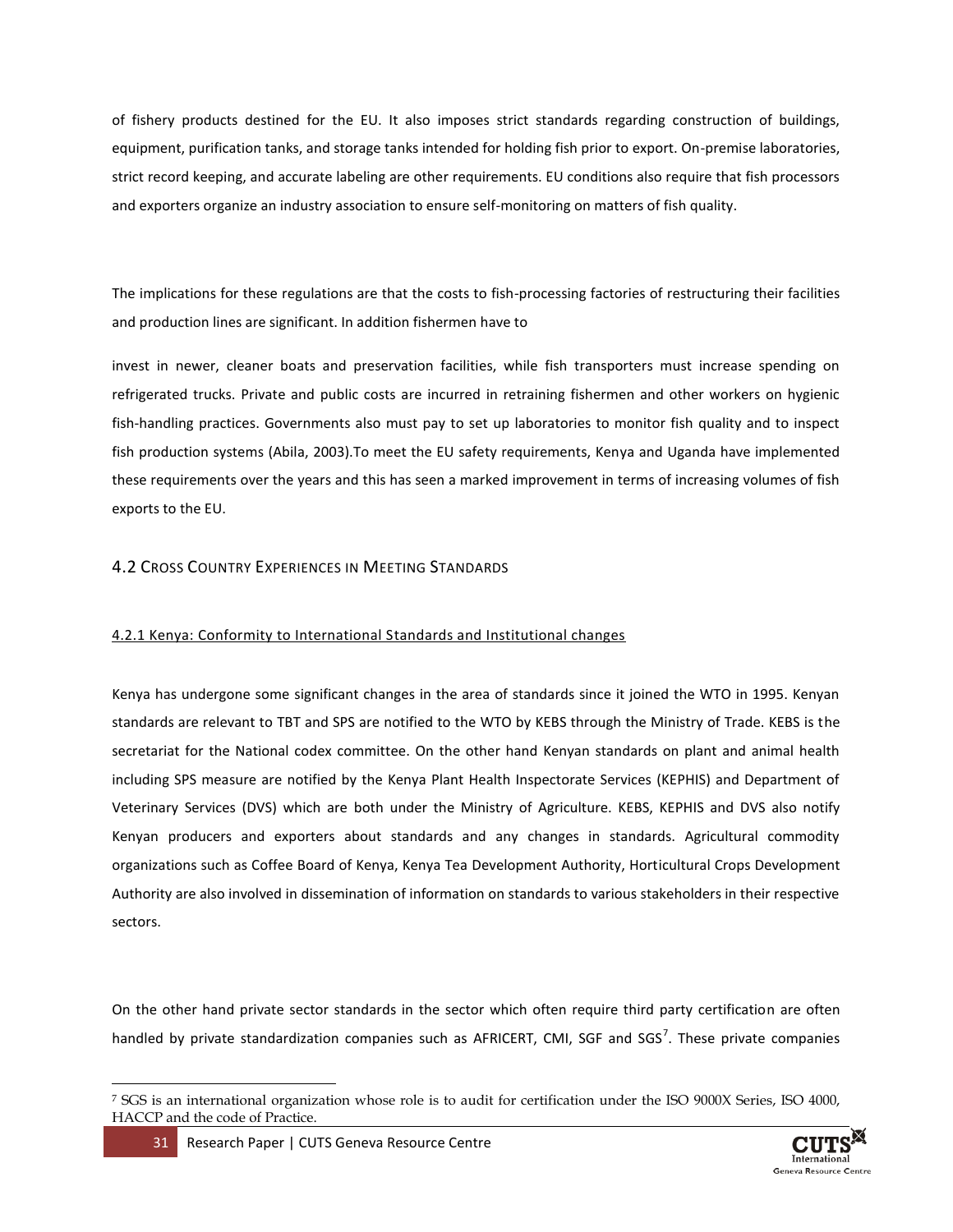of fishery products destined for the EU. It also imposes strict standards regarding construction of buildings, equipment, purification tanks, and storage tanks intended for holding fish prior to export. On-premise laboratories, strict record keeping, and accurate labeling are other requirements. EU conditions also require that fish processors and exporters organize an industry association to ensure self-monitoring on matters of fish quality.

The implications for these regulations are that the costs to fish-processing factories of restructuring their facilities and production lines are significant. In addition fishermen have to

invest in newer, cleaner boats and preservation facilities, while fish transporters must increase spending on refrigerated trucks. Private and public costs are incurred in retraining fishermen and other workers on hygienic fish-handling practices. Governments also must pay to set up laboratories to monitor fish quality and to inspect fish production systems (Abila, 2003).To meet the EU safety requirements, Kenya and Uganda have implemented these requirements over the years and this has seen a marked improvement in terms of increasing volumes of fish exports to the EU.

## 4.2 Cross Country Experiences in Meeting Standards

### 4.2.1 Kenya: Conformity to International Standards and Institutional changes

Kenya has undergone some significant changes in the area of standards since it joined the WTO in 1995. Kenyan standards are relevant to TBT and SPS are notified to the WTO by KEBS through the Ministry of Trade. KEBS is the secretariat for the National codex committee. On the other hand Kenyan standards on plant and animal health including SPS measure are notified by the Kenya Plant Health Inspectorate Services (KEPHIS) and Department of Veterinary Services (DVS) which are both under the Ministry of Agriculture. KEBS, KEPHIS and DVS also notify Kenyan producers and exporters about standards and any changes in standards. Agricultural commodity organizations such as Coffee Board of Kenya, Kenya Tea Development Authority, Horticultural Crops Development Authority are also involved in dissemination of information on standards to various stakeholders in their respective sectors.

On the other hand private sector standards in the sector which often require third party certification are often handled by private standardization companies such as AFRICERT, CMI, SGF and SGS[7]. These private companies

[7] SGS is an international organization whose role is to audit for certification under the ISO 9000X Series, ISO 4000, HACCP and the code of Practice.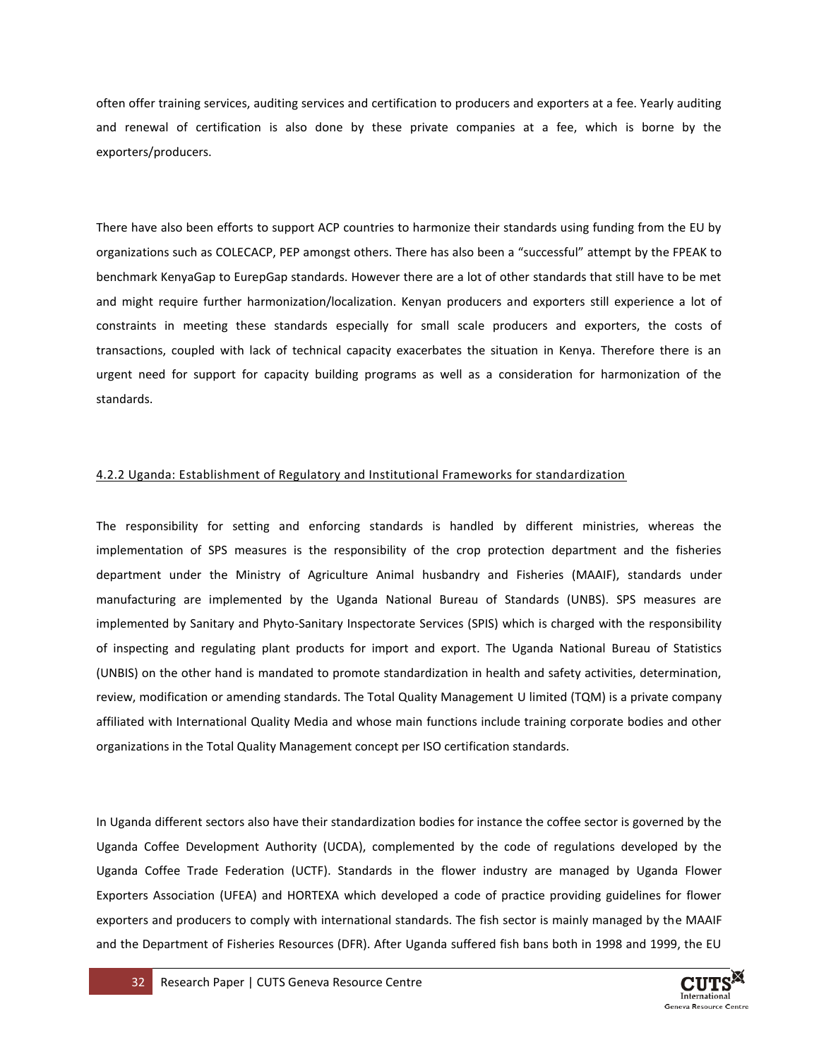often offer training services, auditing services and certification to producers and exporters at a fee. Yearly auditing and renewal of certification is also done by these private companies at a fee, which is borne by the exporters/producers.

There have also been efforts to support ACP countries to harmonize their standards using funding from the EU by organizations such as COLECACP, PEP amongst others. There has also been a "successful" attempt by the FPEAK to benchmark KenyaGap to EurepGap standards. However there are a lot of other standards that still have to be met and might require further harmonization/localization. Kenyan producers and exporters still experience a lot of constraints in meeting these standards especially for small scale producers and exporters, the costs of transactions, coupled with lack of technical capacity exacerbates the situation in Kenya. Therefore there is an urgent need for support for capacity building programs as well as a consideration for harmonization of the standards.

#### 4.2.2 Uganda: Establishment of Regulatory and Institutional Frameworks for standardization

The responsibility for setting and enforcing standards is handled by different ministries, whereas the implementation of SPS measures is the responsibility of the crop protection department and the fisheries department under the Ministry of Agriculture Animal husbandry and Fisheries (MAAIF), standards under manufacturing are implemented by the Uganda National Bureau of Standards (UNBS). SPS measures are implemented by Sanitary and Phyto-Sanitary Inspectorate Services (SPIS) which is charged with the responsibility of inspecting and regulating plant products for import and export. The Uganda National Bureau of Statistics (UNBIS) on the other hand is mandated to promote standardization in health and safety activities, determination, review, modification or amending standards. The Total Quality Management U limited (TQM) is a private company affiliated with International Quality Media and whose main functions include training corporate bodies and other organizations in the Total Quality Management concept per ISO certification standards.

In Uganda different sectors also have their standardization bodies for instance the coffee sector is governed by the Uganda Coffee Development Authority (UCDA), complemented by the code of regulations developed by the Uganda Coffee Trade Federation (UCTF). Standards in the flower industry are managed by Uganda Flower Exporters Association (UFEA) and HORTEXA which developed a code of practice providing guidelines for flower exporters and producers to comply with international standards. The fish sector is mainly managed by the MAAIF and the Department of Fisheries Resources (DFR). After Uganda suffered fish bans both in 1998 and 1999, the EU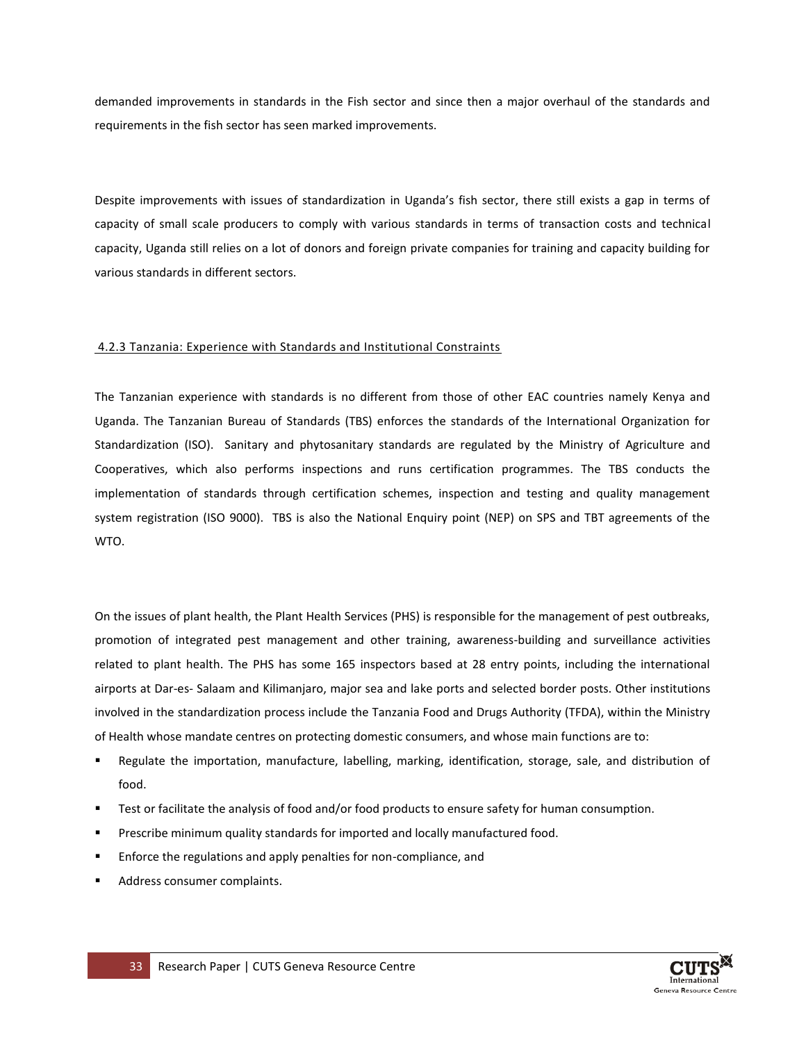demanded improvements in standards in the Fish sector and since then a major overhaul of the standards and requirements in the fish sector has seen marked improvements.

Despite improvements with issues of standardization in Uganda's fish sector, there still exists a gap in terms of capacity of small scale producers to comply with various standards in terms of transaction costs and technical capacity, Uganda still relies on a lot of donors and foreign private companies for training and capacity building for various standards in different sectors.

### 4.2.3 Tanzania: Experience with Standards and Institutional Constraints

The Tanzanian experience with standards is no different from those of other EAC countries namely Kenya and Uganda. The Tanzanian Bureau of Standards (TBS) enforces the standards of the International Organization for Standardization (ISO). Sanitary and phytosanitary standards are regulated by the Ministry of Agriculture and Cooperatives, which also performs inspections and runs certification programmes. The TBS conducts the implementation of standards through certification schemes, inspection and testing and quality management system registration (ISO 9000). TBS is also the National Enquiry point (NEP) on SPS and TBT agreements of the WTO.

On the issues of plant health, the Plant Health Services (PHS) is responsible for the management of pest outbreaks, promotion of integrated pest management and other training, awareness-building and surveillance activities related to plant health. The PHS has some 165 inspectors based at 28 entry points, including the international airports at Dar-es- Salaam and Kilimanjaro, major sea and lake ports and selected border posts. Other institutions involved in the standardization process include the Tanzania Food and Drugs Authority (TFDA), within the Ministry of Health whose mandate centres on protecting domestic consumers, and whose main functions are to:

- Regulate the importation, manufacture, labelling, marking, identification, storage, sale, and distribution of food.
- Test or facilitate the analysis of food and/or food products to ensure safety for human consumption.
- Prescribe minimum quality standards for imported and locally manufactured food.
- Enforce the regulations and apply penalties for non-compliance, and
- Address consumer complaints.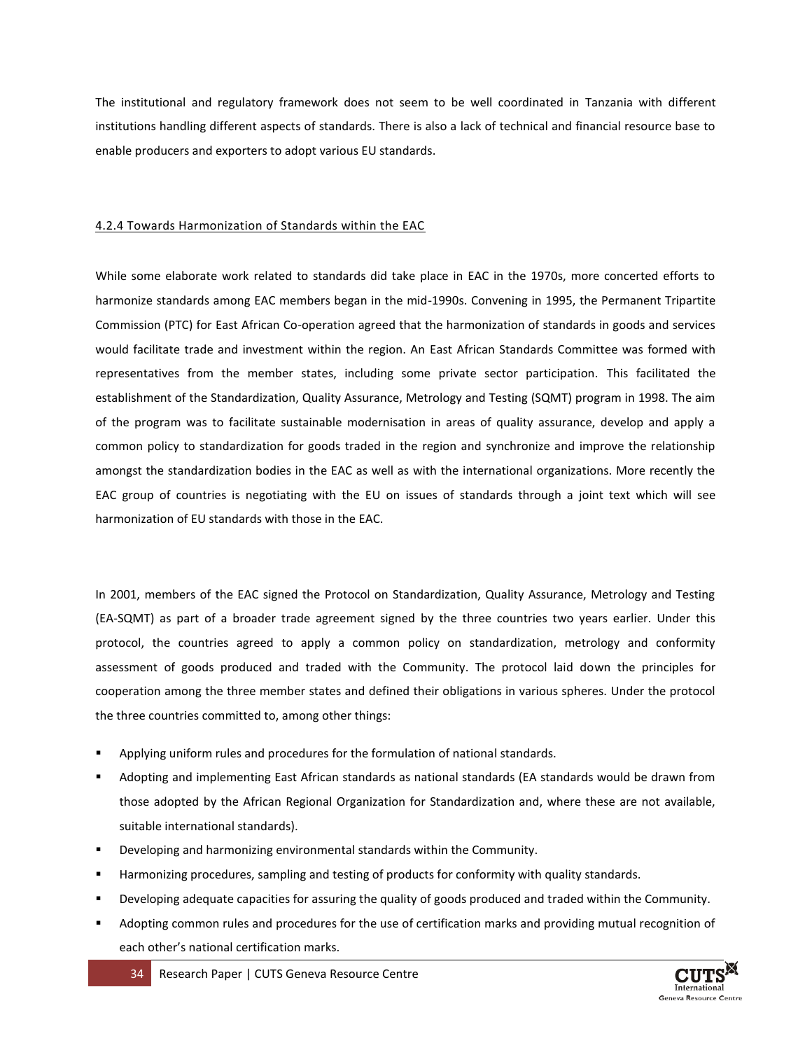The institutional and regulatory framework does not seem to be well coordinated in Tanzania with different institutions handling different aspects of standards. There is also a lack of technical and financial resource base to enable producers and exporters to adopt various EU standards.

#### 4.2.4 Towards Harmonization of Standards within the EAC

While some elaborate work related to standards did take place in EAC in the 1970s, more concerted efforts to harmonize standards among EAC members began in the mid-1990s. Convening in 1995, the Permanent Tripartite Commission (PTC) for East African Co-operation agreed that the harmonization of standards in goods and services would facilitate trade and investment within the region. An East African Standards Committee was formed with representatives from the member states, including some private sector participation. This facilitated the establishment of the Standardization, Quality Assurance, Metrology and Testing (SQMT) program in 1998. The aim of the program was to facilitate sustainable modernisation in areas of quality assurance, develop and apply a common policy to standardization for goods traded in the region and synchronize and improve the relationship amongst the standardization bodies in the EAC as well as with the international organizations. More recently the EAC group of countries is negotiating with the EU on issues of standards through a joint text which will see harmonization of EU standards with those in the EAC.

In 2001, members of the EAC signed the Protocol on Standardization, Quality Assurance, Metrology and Testing (EA-SQMT) as part of a broader trade agreement signed by the three countries two years earlier. Under this protocol, the countries agreed to apply a common policy on standardization, metrology and conformity assessment of goods produced and traded with the Community. The protocol laid down the principles for cooperation among the three member states and defined their obligations in various spheres. Under the protocol the three countries committed to, among other things:

- Applying uniform rules and procedures for the formulation of national standards.
- Adopting and implementing East African standards as national standards (EA standards would be drawn from those adopted by the African Regional Organization for Standardization and, where these are not available, suitable international standards).
- Developing and harmonizing environmental standards within the Community.
- Harmonizing procedures, sampling and testing of products for conformity with quality standards.
- Developing adequate capacities for assuring the quality of goods produced and traded within the Community.
- Adopting common rules and procedures for the use of certification marks and providing mutual recognition of each other's national certification marks.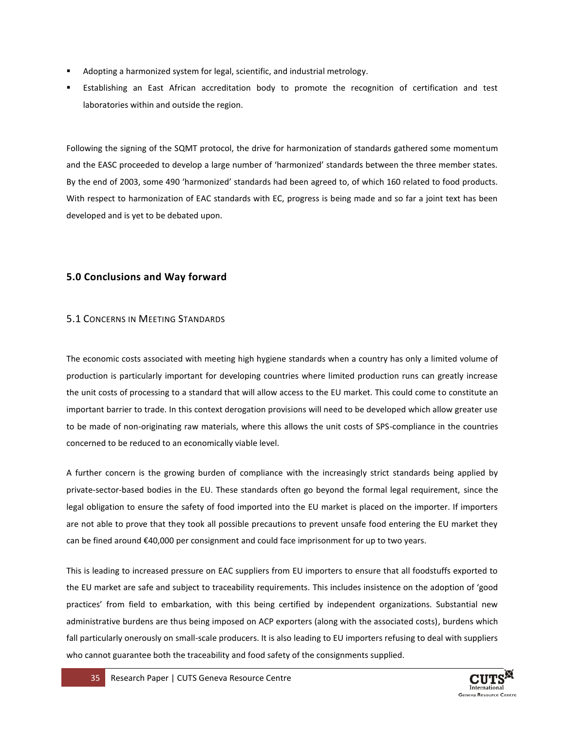- Adopting a harmonized system for legal, scientific, and industrial metrology.
- Establishing an East African accreditation body to promote the recognition of certification and test laboratories within and outside the region.

Following the signing of the SQMT protocol, the drive for harmonization of standards gathered some momentum and the EASC proceeded to develop a large number of 'harmonized' standards between the three member states. By the end of 2003, some 490 'harmonized' standards had been agreed to, of which 160 related to food products. With respect to harmonization of EAC standards with EC, progress is being made and so far a joint text has been developed and is yet to be debated upon.

## 5.0 Conclusions and Way forward

### 5.1 Concerns in Meeting Standards

The economic costs associated with meeting high hygiene standards when a country has only a limited volume of production is particularly important for developing countries where limited production runs can greatly increase the unit costs of processing to a standard that will allow access to the EU market. This could come to constitute an important barrier to trade. In this context derogation provisions will need to be developed which allow greater use to be made of non-originating raw materials, where this allows the unit costs of SPS-compliance in the countries concerned to be reduced to an economically viable level.

A further concern is the growing burden of compliance with the increasingly strict standards being applied by private-sector-based bodies in the EU. These standards often go beyond the formal legal requirement, since the legal obligation to ensure the safety of food imported into the EU market is placed on the importer. If importers are not able to prove that they took all possible precautions to prevent unsafe food entering the EU market they can be fined around €40,000 per consignment and could face imprisonment for up to two years.

This is leading to increased pressure on EAC suppliers from EU importers to ensure that all foodstuffs exported to the EU market are safe and subject to traceability requirements. This includes insistence on the adoption of 'good practices' from field to embarkation, with this being certified by independent organizations. Substantial new administrative burdens are thus being imposed on ACP exporters (along with the associated costs), burdens which fall particularly onerously on small-scale producers. It is also leading to EU importers refusing to deal with suppliers who cannot guarantee both the traceability and food safety of the consignments supplied.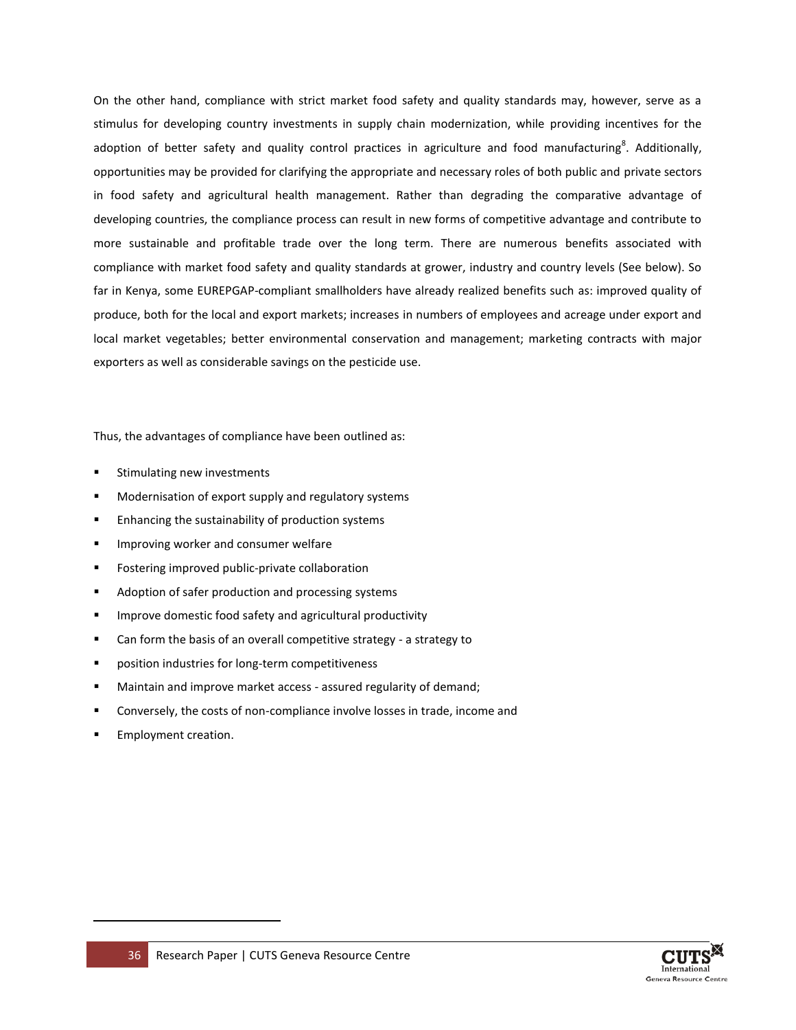On the other hand, compliance with strict market food safety and quality standards may, however, serve as a stimulus for developing country investments in supply chain modernization, while providing incentives for the adoption of better safety and quality control practices in agriculture and food manufacturing[8]. Additionally, opportunities may be provided for clarifying the appropriate and necessary roles of both public and private sectors in food safety and agricultural health management. Rather than degrading the comparative advantage of developing countries, the compliance process can result in new forms of competitive advantage and contribute to more sustainable and profitable trade over the long term. There are numerous benefits associated with compliance with market food safety and quality standards at grower, industry and country levels (See below). So far in Kenya, some EUREPGAP-compliant smallholders have already realized benefits such as: improved quality of produce, both for the local and export markets; increases in numbers of employees and acreage under export and local market vegetables; better environmental conservation and management; marketing contracts with major exporters as well as considerable savings on the pesticide use.

Thus, the advantages of compliance have been outlined as:

- Stimulating new investments
- Modernisation of export supply and regulatory systems
- Enhancing the sustainability of production systems
- Improving worker and consumer welfare
- Fostering improved public-private collaboration
- Adoption of safer production and processing systems
- Improve domestic food safety and agricultural productivity
- Can form the basis of an overall competitive strategy - a strategy to
- position industries for long-term competitiveness
- Maintain and improve market access - assured regularity of demand;
- Conversely, the costs of non-compliance involve losses in trade, income and
- Employment creation.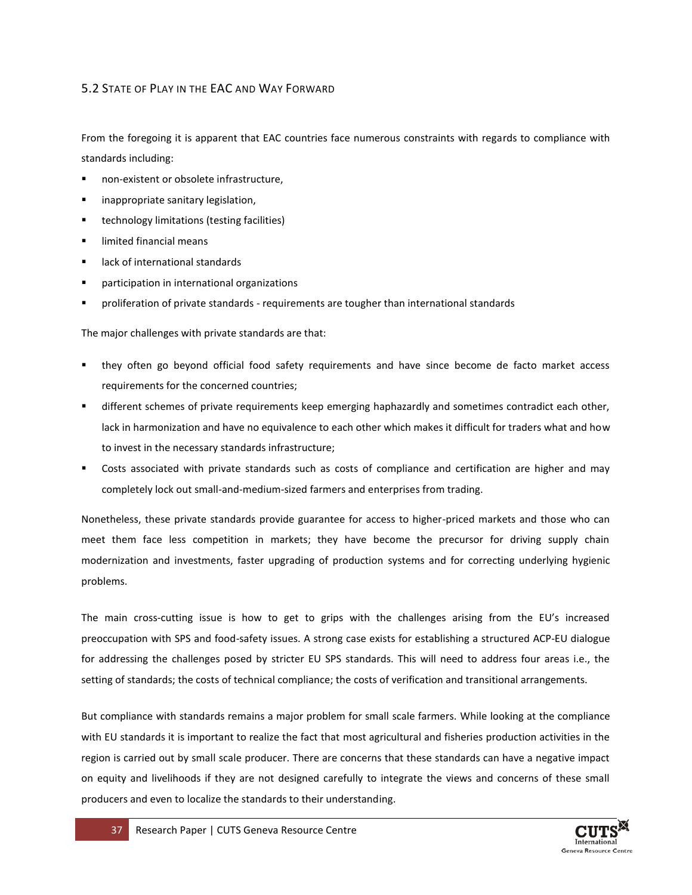## 5.2 State of Play in the EAC and Way Forward

From the foregoing it is apparent that EAC countries face numerous constraints with regards to compliance with standards including:

- non-existent or obsolete infrastructure,
- inappropriate sanitary legislation,
- technology limitations (testing facilities)
- limited financial means
- lack of international standards
- participation in international organizations
- proliferation of private standards - requirements are tougher than international standards

The major challenges with private standards are that:

- they often go beyond official food safety requirements and have since become de facto market access requirements for the concerned countries;
- different schemes of private requirements keep emerging haphazardly and sometimes contradict each other, lack in harmonization and have no equivalence to each other which makes it difficult for traders what and how to invest in the necessary standards infrastructure;
- Costs associated with private standards such as costs of compliance and certification are higher and may completely lock out small-and-medium-sized farmers and enterprises from trading.

Nonetheless, these private standards provide guarantee for access to higher-priced markets and those who can meet them face less competition in markets; they have become the precursor for driving supply chain modernization and investments, faster upgrading of production systems and for correcting underlying hygienic problems.

The main cross-cutting issue is how to get to grips with the challenges arising from the EU's increased preoccupation with SPS and food-safety issues. A strong case exists for establishing a structured ACP-EU dialogue for addressing the challenges posed by stricter EU SPS standards. This will need to address four areas i.e., the setting of standards; the costs of technical compliance; the costs of verification and transitional arrangements.

But compliance with standards remains a major problem for small scale farmers. While looking at the compliance with EU standards it is important to realize the fact that most agricultural and fisheries production activities in the region is carried out by small scale producer. There are concerns that these standards can have a negative impact on equity and livelihoods if they are not designed carefully to integrate the views and concerns of these small producers and even to localize the standards to their understanding.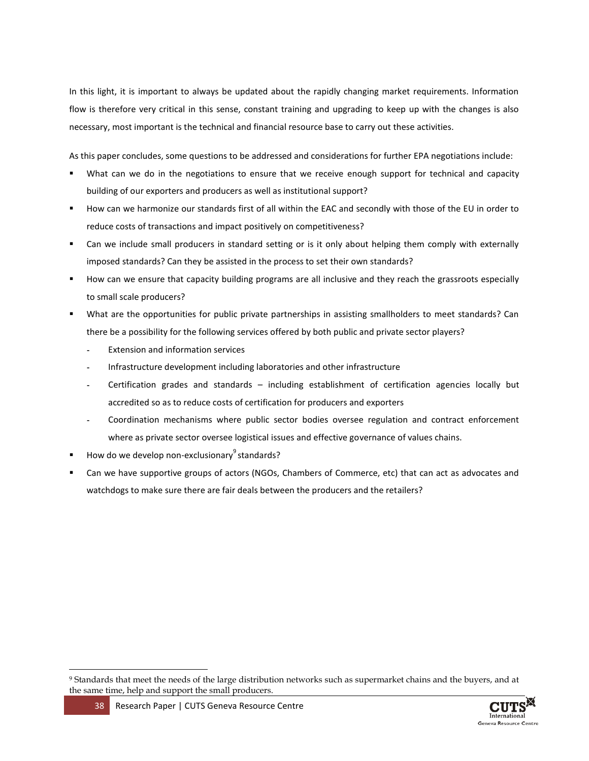In this light, it is important to always be updated about the rapidly changing market requirements. Information flow is therefore very critical in this sense, constant training and upgrading to keep up with the changes is also necessary, most important is the technical and financial resource base to carry out these activities.

As this paper concludes, some questions to be addressed and considerations for further EPA negotiations include:

- What can we do in the negotiations to ensure that we receive enough support for technical and capacity building of our exporters and producers as well as institutional support?
- How can we harmonize our standards first of all within the EAC and secondly with those of the EU in order to reduce costs of transactions and impact positively on competitiveness?
- Can we include small producers in standard setting or is it only about helping them comply with externally imposed standards? Can they be assisted in the process to set their own standards?
- How can we ensure that capacity building programs are all inclusive and they reach the grassroots especially to small scale producers?
- What are the opportunities for public private partnerships in assisting smallholders to meet standards? Can there be a possibility for the following services offered by both public and private sector players?
  - Extension and information services
  - Infrastructure development including laboratories and other infrastructure
  - Certification grades and standards – including establishment of certification agencies locally but accredited so as to reduce costs of certification for producers and exporters
  - Coordination mechanisms where public sector bodies oversee regulation and contract enforcement where as private sector oversee logistical issues and effective governance of values chains.
- How do we develop non-exclusionary[9] standards?
- Can we have supportive groups of actors (NGOs, Chambers of Commerce, etc) that can act as advocates and watchdogs to make sure there are fair deals between the producers and the retailers?

[9] Standards that meet the needs of the large distribution networks such as supermarket chains and the buyers, and at the same time, help and support the small producers.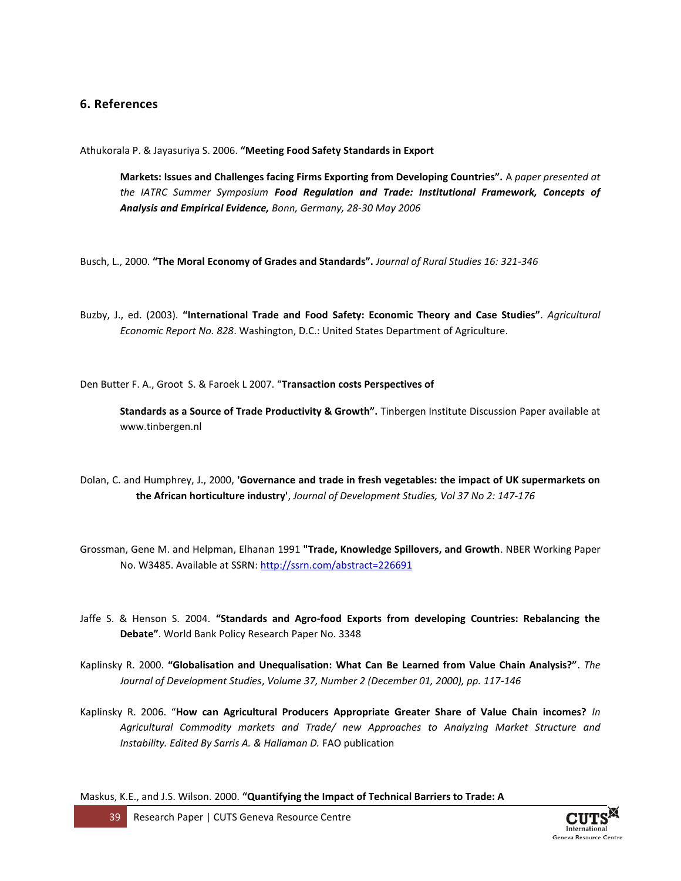## 6. References

Athukorala P. & Jayasuriya S. 2006. **“Meeting Food Safety Standards in Export Markets: Issues and Challenges facing Firms Exporting from Developing Countries”.** A *paper presented at the IATRC Summer Symposium **Food Regulation and Trade: Institutional Framework, Concepts of Analysis and Empirical Evidence,** Bonn, Germany, 28-30 May 2006*

Busch, L., 2000. **“The Moral Economy of Grades and Standards”.** *Journal of Rural Studies 16: 321-346*

Buzby, J., ed. (2003). **“International Trade and Food Safety: Economic Theory and Case Studies”**. *Agricultural Economic Report No. 828*. Washington, D.C.: United States Department of Agriculture.

Den Butter F. A., Groot S. & Faroek L 2007. “**Transaction costs Perspectives of Standards as a Source of Trade Productivity & Growth”.** Tinbergen Institute Discussion Paper available at www.tinbergen.nl

Dolan, C. and Humphrey, J., 2000, **'Governance and trade in fresh vegetables: the impact of UK supermarkets on the African horticulture industry'**, *Journal of Development Studies, Vol 37 No 2: 147-176*

Grossman, Gene M. and Helpman, Elhanan 1991 **"Trade, Knowledge Spillovers, and Growth**. NBER Working Paper No. W3485. Available at SSRN: http://ssrn.com/abstract=226691

Jaffe S. & Henson S. 2004. **“Standards and Agro-food Exports from developing Countries: Rebalancing the Debate”**. World Bank Policy Research Paper No. 3348

Kaplinsky R. 2000. **“Globalisation and Unequalisation: What Can Be Learned from Value Chain Analysis?”**. *The Journal of Development Studies*, *Volume 37, Number 2 (December 01, 2000), pp. 117-146*

Kaplinsky R. 2006. “**How can Agricultural Producers Appropriate Greater Share of Value Chain incomes?** *In Agricultural Commodity markets and Trade/ new Approaches to Analyzing Market Structure and Instability. Edited By Sarris A. & Hallaman D.* FAO publication

Maskus, K.E., and J.S. Wilson. 2000. **“Quantifying the Impact of Technical Barriers to Trade: A**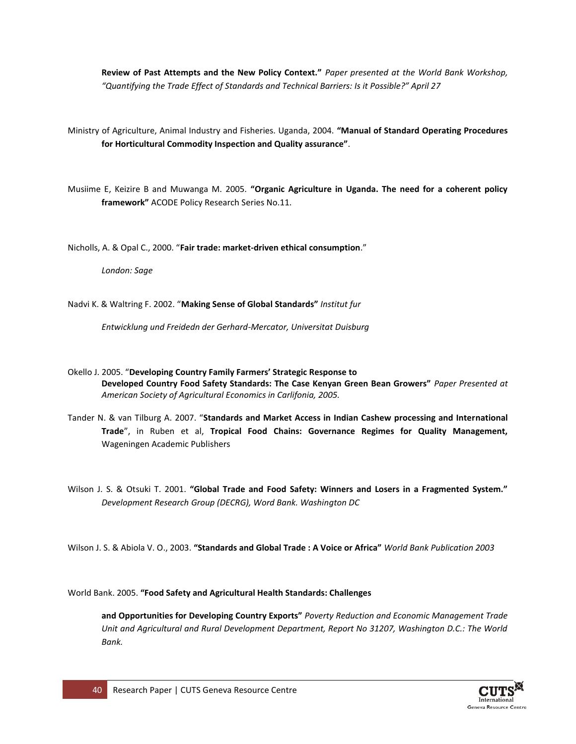**Review of Past Attempts and the New Policy Context."** *Paper presented at the World Bank Workshop, "Quantifying the Trade Effect of Standards and Technical Barriers: Is it Possible?" April 27*

Ministry of Agriculture, Animal Industry and Fisheries. Uganda, 2004. **"Manual of Standard Operating Procedures for Horticultural Commodity Inspection and Quality assurance"**.

Musiime E, Keizire B and Muwanga M. 2005. **"Organic Agriculture in Uganda. The need for a coherent policy framework"** ACODE Policy Research Series No.11.

Nicholls, A. & Opal C., 2000. "**Fair trade: market-driven ethical consumption**."

*London: Sage*

Nadvi K. & Waltring F. 2002. "**Making Sense of Global Standards"** *Institut fur*

*Entwicklung und Freidedn der Gerhard-Mercator, Universitat Duisburg*

Okello J. 2005. "**Developing Country Family Farmers' Strategic Response to Developed Country Food Safety Standards: The Case Kenyan Green Bean Growers"** *Paper Presented at American Society of Agricultural Economics in Carlifonia, 2005.*

Tander N. & van Tilburg A. 2007. "**Standards and Market Access in Indian Cashew processing and International Trade**", in Ruben et al, **Tropical Food Chains: Governance Regimes for Quality Management,** Wageningen Academic Publishers

Wilson J. S. & Otsuki T. 2001. **"Global Trade and Food Safety: Winners and Losers in a Fragmented System."** *Development Research Group (DECRG), Word Bank. Washington DC*

Wilson J. S. & Abiola V. O., 2003. **"Standards and Global Trade : A Voice or Africa"** *World Bank Publication 2003*

World Bank. 2005. **"Food Safety and Agricultural Health Standards: Challenges**

**and Opportunities for Developing Country Exports"** *Poverty Reduction and Economic Management Trade Unit and Agricultural and Rural Development Department, Report No 31207, Washington D.C.: The World Bank.*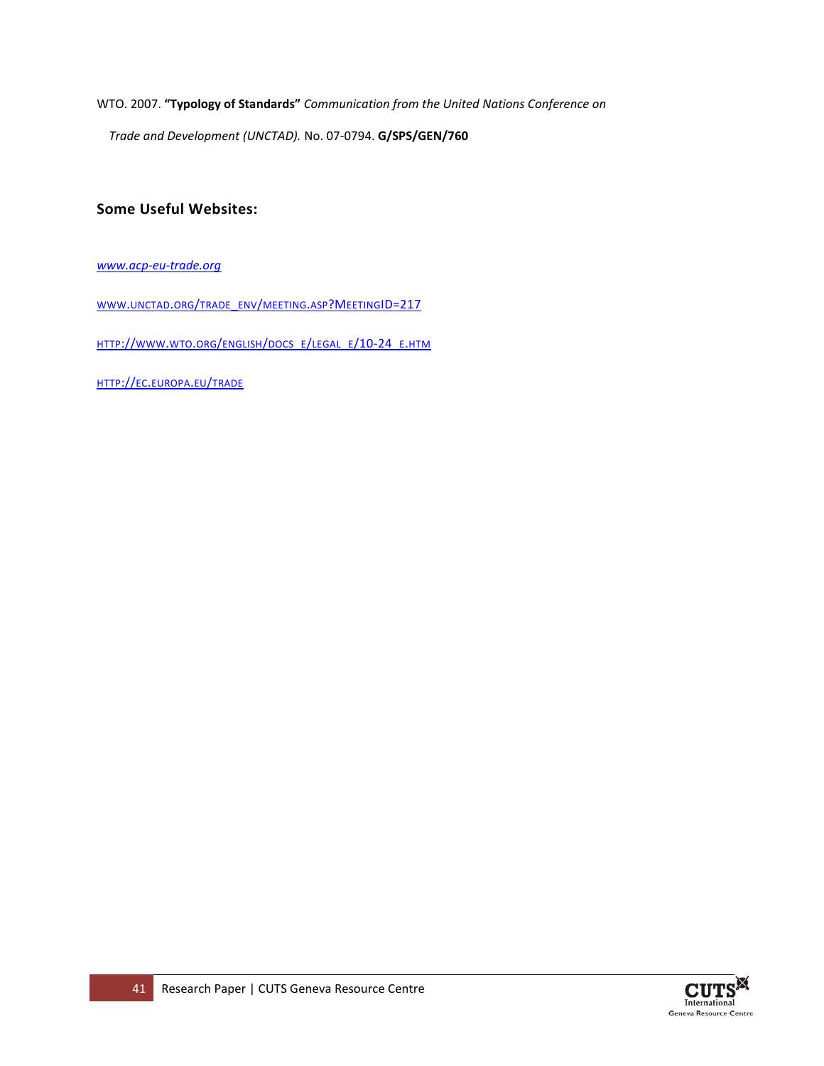WTO. 2007. **"Typology of Standards"** *Communication from the United Nations Conference on Trade and Development (UNCTAD).* No. 07-0794. **G/SPS/GEN/760**

## Some Useful Websites:

*www.acp-eu-trade.org*

WWW.UNCTAD.ORG/TRADE_ENV/MEETING.ASP?MEETINGID=217

HTTP://WWW.WTO.ORG/ENGLISH/DOCS_E/LEGAL_E/10-24_E.HTM

HTTP://EC.EUROPA.EU/TRADE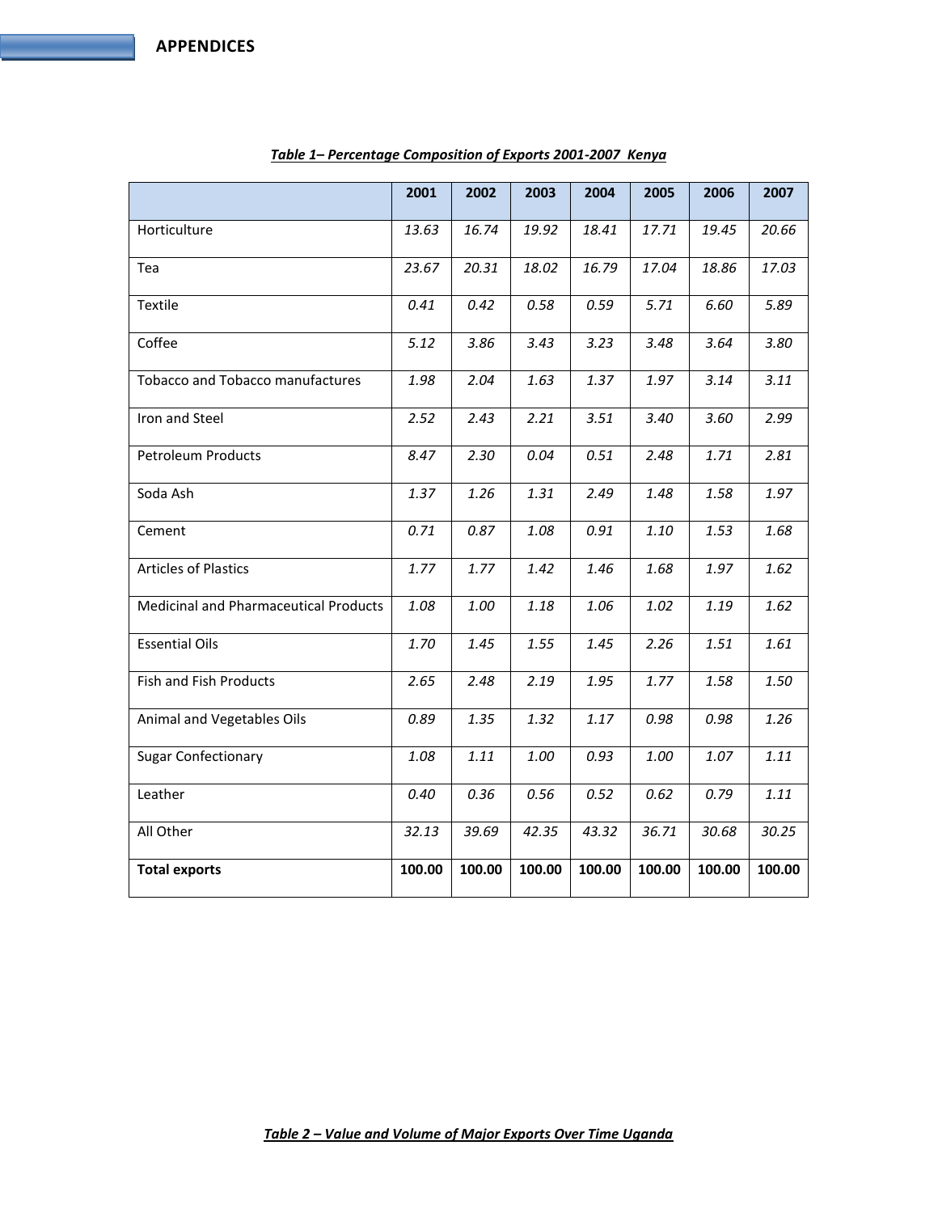# APPENDICES

***Table 1– Percentage Composition of Exports 2001-2007 Kenya***

| | 2001 | 2002 | 2003 | 2004 | 2005 | 2006 | 2007 |
|---|---|---|---|---|---|---|---|
| Horticulture | *13.63* | *16.74* | *19.92* | *18.41* | *17.71* | *19.45* | *20.66* |
| Tea | *23.67* | *20.31* | *18.02* | *16.79* | *17.04* | *18.86* | *17.03* |
| Textile | *0.41* | *0.42* | *0.58* | *0.59* | *5.71* | *6.60* | *5.89* |
| Coffee | *5.12* | *3.86* | *3.43* | *3.23* | *3.48* | *3.64* | *3.80* |
| Tobacco and Tobacco manufactures | *1.98* | *2.04* | *1.63* | *1.37* | *1.97* | *3.14* | *3.11* |
| Iron and Steel | *2.52* | *2.43* | *2.21* | *3.51* | *3.40* | *3.60* | *2.99* |
| Petroleum Products | *8.47* | *2.30* | *0.04* | *0.51* | *2.48* | *1.71* | *2.81* |
| Soda Ash | *1.37* | *1.26* | *1.31* | *2.49* | *1.48* | *1.58* | *1.97* |
| Cement | *0.71* | *0.87* | *1.08* | *0.91* | *1.10* | *1.53* | *1.68* |
| Articles of Plastics | *1.77* | *1.77* | *1.42* | *1.46* | *1.68* | *1.97* | *1.62* |
| Medicinal and Pharmaceutical Products | *1.08* | *1.00* | *1.18* | *1.06* | *1.02* | *1.19* | *1.62* |
| Essential Oils | *1.70* | *1.45* | *1.55* | *1.45* | *2.26* | *1.51* | *1.61* |
| Fish and Fish Products | *2.65* | *2.48* | *2.19* | *1.95* | *1.77* | *1.58* | *1.50* |
| Animal and Vegetables Oils | *0.89* | *1.35* | *1.32* | *1.17* | *0.98* | *0.98* | *1.26* |
| Sugar Confectionary | *1.08* | *1.11* | *1.00* | *0.93* | *1.00* | *1.07* | *1.11* |
| Leather | *0.40* | *0.36* | *0.56* | *0.52* | *0.62* | *0.79* | *1.11* |
| All Other | *32.13* | *39.69* | *42.35* | *43.32* | *36.71* | *30.68* | *30.25* |
| **Total exports** | **100.00** | **100.00** | **100.00** | **100.00** | **100.00** | **100.00** | **100.00** |

***Table 2 – Value and Volume of Major Exports Over Time Uganda***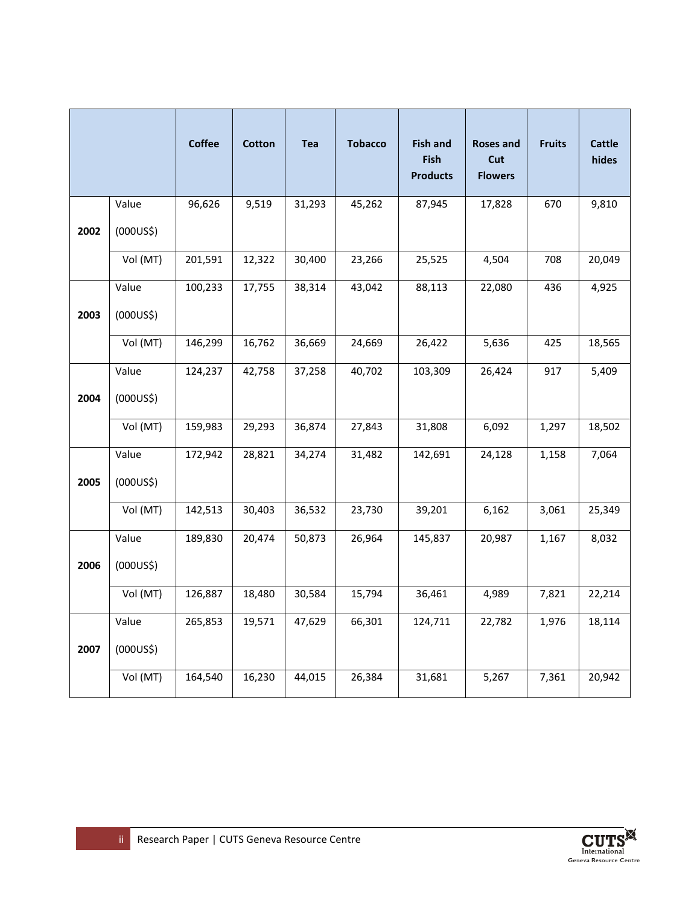| | | Coffee | Cotton | Tea | Tobacco | Fish and Fish Products | Roses and Cut Flowers | Fruits | Cattle hides |
|---|---|---|---|---|---|---|---|---|---|
| 2002 | Value (000US$) | 96,626 | 9,519 | 31,293 | 45,262 | 87,945 | 17,828 | 670 | 9,810 |
| | Vol (MT) | 201,591 | 12,322 | 30,400 | 23,266 | 25,525 | 4,504 | 708 | 20,049 |
| 2003 | Value (000US$) | 100,233 | 17,755 | 38,314 | 43,042 | 88,113 | 22,080 | 436 | 4,925 |
| | Vol (MT) | 146,299 | 16,762 | 36,669 | 24,669 | 26,422 | 5,636 | 425 | 18,565 |
| 2004 | Value (000US$) | 124,237 | 42,758 | 37,258 | 40,702 | 103,309 | 26,424 | 917 | 5,409 |
| | Vol (MT) | 159,983 | 29,293 | 36,874 | 27,843 | 31,808 | 6,092 | 1,297 | 18,502 |
| 2005 | Value (000US$) | 172,942 | 28,821 | 34,274 | 31,482 | 142,691 | 24,128 | 1,158 | 7,064 |
| | Vol (MT) | 142,513 | 30,403 | 36,532 | 23,730 | 39,201 | 6,162 | 3,061 | 25,349 |
| 2006 | Value (000US$) | 189,830 | 20,474 | 50,873 | 26,964 | 145,837 | 20,987 | 1,167 | 8,032 |
| | Vol (MT) | 126,887 | 18,480 | 30,584 | 15,794 | 36,461 | 4,989 | 7,821 | 22,214 |
| 2007 | Value (000US$) | 265,853 | 19,571 | 47,629 | 66,301 | 124,711 | 22,782 | 1,976 | 18,114 |
| | Vol (MT) | 164,540 | 16,230 | 44,015 | 26,384 | 31,681 | 5,267 | 7,361 | 20,942 |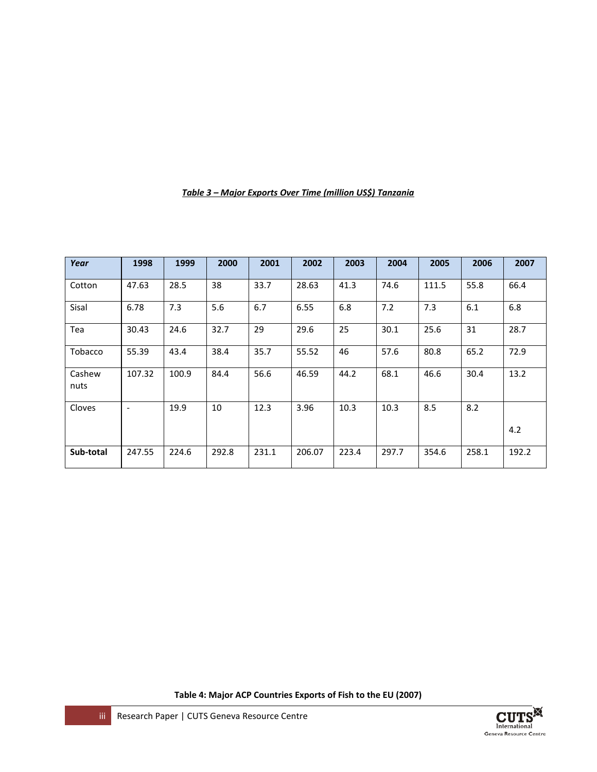*Table 3 – Major Exports Over Time (million US$) Tanzania*

| *Year* | 1998 | 1999 | 2000 | 2001 | 2002 | 2003 | 2004 | 2005 | 2006 | 2007 |
|---|---|---|---|---|---|---|---|---|---|---|
| Cotton | 47.63 | 28.5 | 38 | 33.7 | 28.63 | 41.3 | 74.6 | 111.5 | 55.8 | 66.4 |
| Sisal | 6.78 | 7.3 | 5.6 | 6.7 | 6.55 | 6.8 | 7.2 | 7.3 | 6.1 | 6.8 |
| Tea | 30.43 | 24.6 | 32.7 | 29 | 29.6 | 25 | 30.1 | 25.6 | 31 | 28.7 |
| Tobacco | 55.39 | 43.4 | 38.4 | 35.7 | 55.52 | 46 | 57.6 | 80.8 | 65.2 | 72.9 |
| Cashew nuts | 107.32 | 100.9 | 84.4 | 56.6 | 46.59 | 44.2 | 68.1 | 46.6 | 30.4 | 13.2 |
| Cloves | - | 19.9 | 10 | 12.3 | 3.96 | 10.3 | 10.3 | 8.5 | 8.2 | 4.2 |
| **Sub-total** | 247.55 | 224.6 | 292.8 | 231.1 | 206.07 | 223.4 | 297.7 | 354.6 | 258.1 | 192.2 |

**Table 4: Major ACP Countries Exports of Fish to the EU (2007)**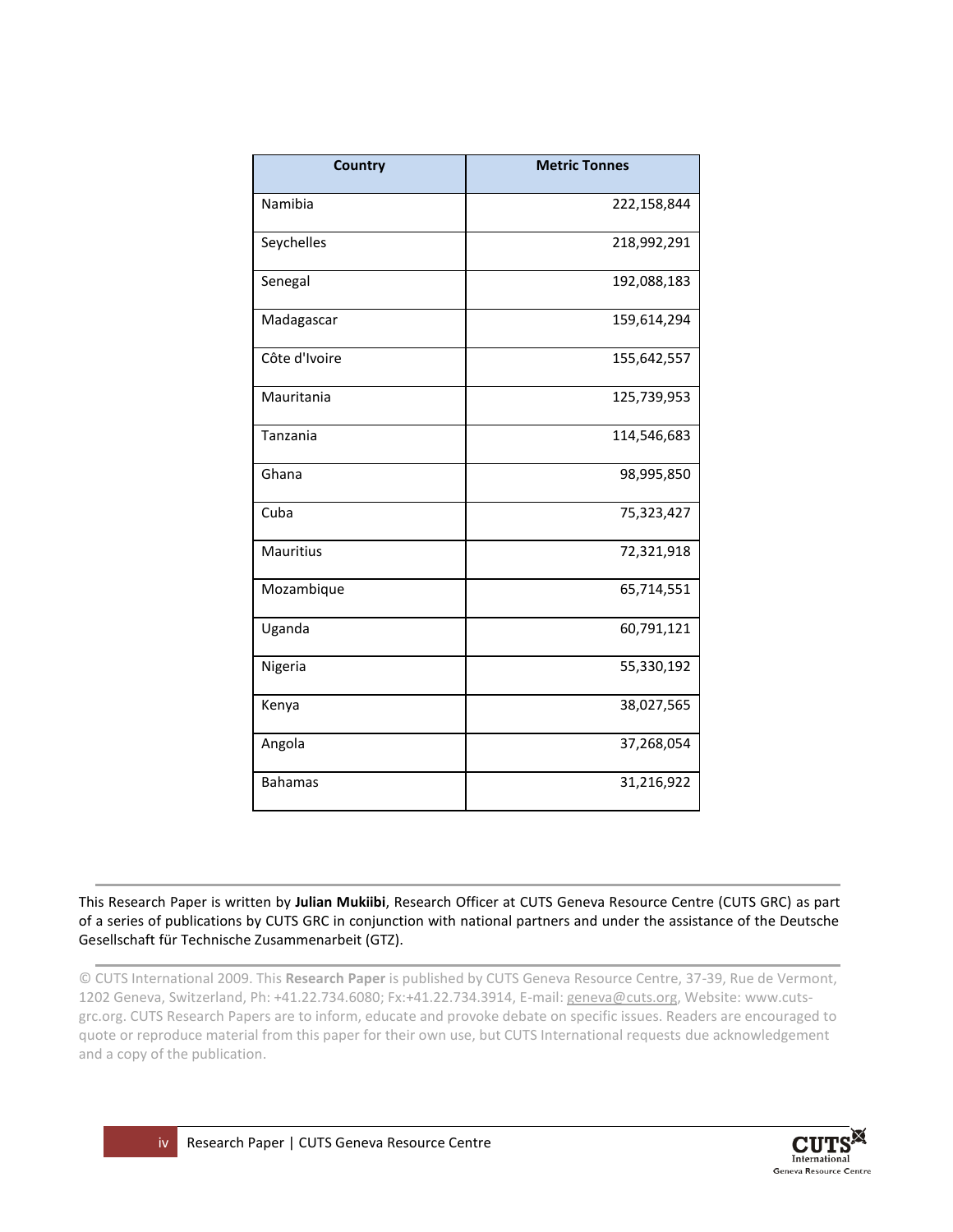| Country | Metric Tonnes |
|---|---|
| Namibia | 222,158,844 |
| Seychelles | 218,992,291 |
| Senegal | 192,088,183 |
| Madagascar | 159,614,294 |
| Côte d'Ivoire | 155,642,557 |
| Mauritania | 125,739,953 |
| Tanzania | 114,546,683 |
| Ghana | 98,995,850 |
| Cuba | 75,323,427 |
| Mauritius | 72,321,918 |
| Mozambique | 65,714,551 |
| Uganda | 60,791,121 |
| Nigeria | 55,330,192 |
| Kenya | 38,027,565 |
| Angola | 37,268,054 |
| Bahamas | 31,216,922 |

This Research Paper is written by **Julian Mukiibi**, Research Officer at CUTS Geneva Resource Centre (CUTS GRC) as part of a series of publications by CUTS GRC in conjunction with national partners and under the assistance of the Deutsche Gesellschaft für Technische Zusammenarbeit (GTZ).

© CUTS International 2009. This **Research Paper** is published by CUTS Geneva Resource Centre, 37-39, Rue de Vermont, 1202 Geneva, Switzerland, Ph: +41.22.734.6080; Fx:+41.22.734.3914, E-mail: geneva@cuts.org, Website: www.cuts-grc.org. CUTS Research Papers are to inform, educate and provoke debate on specific issues. Readers are encouraged to quote or reproduce material from this paper for their own use, but CUTS International requests due acknowledgement and a copy of the publication.